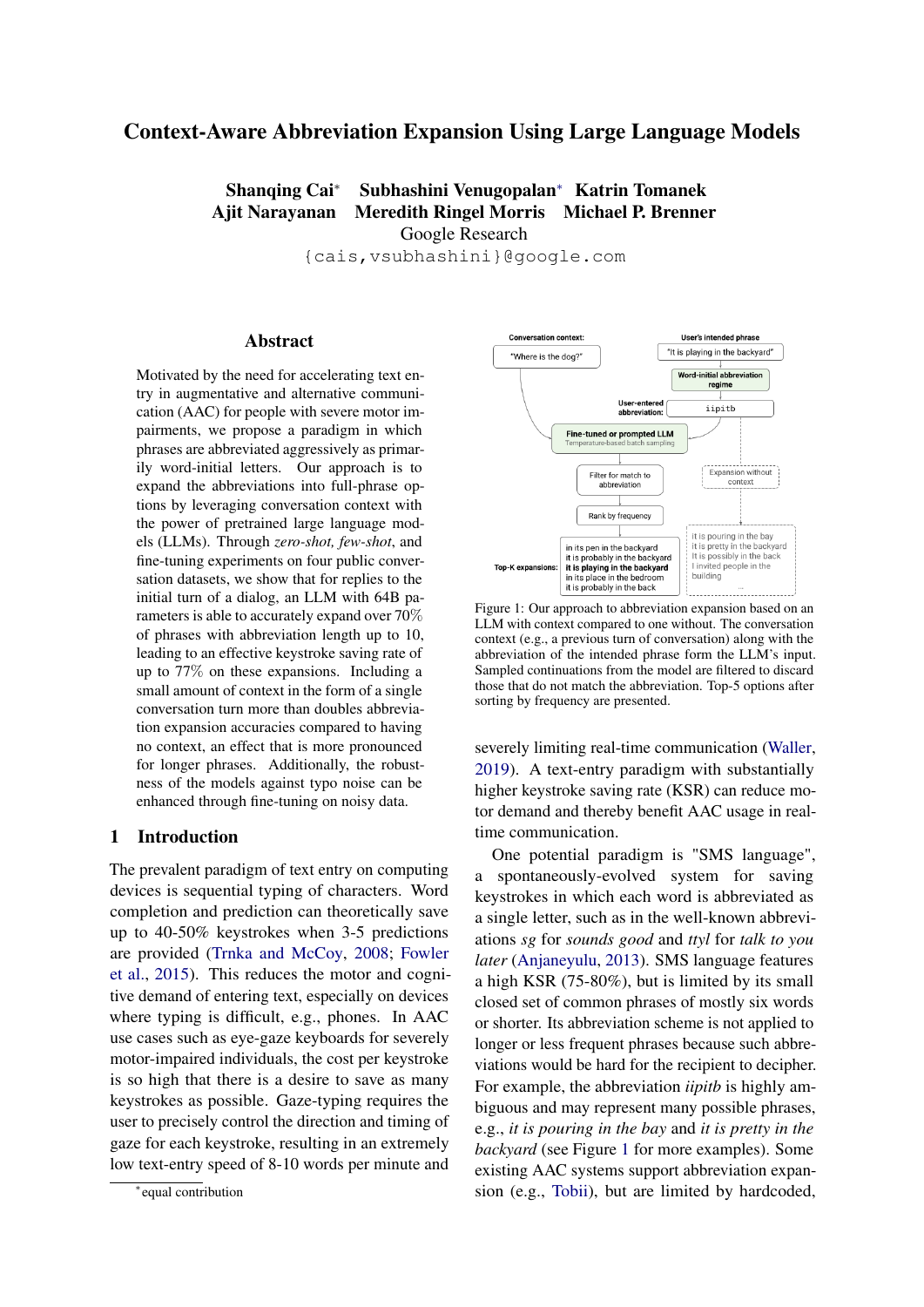# Context-Aware Abbreviation Expansion Using Large Language Models

**Shanqing Cai*** **Subhashini Venugopalan*** **Katrin Tomanek**
**Ajit Narayanan** **Meredith Ringel Morris** **Michael P. Brenner**
Google Research
{cais,vsubhashini}@google.com

## Abstract

Motivated by the need for accelerating text entry in augmentative and alternative communication (AAC) for people with severe motor impairments, we propose a paradigm in which phrases are abbreviated aggressively as primarily word-initial letters. Our approach is to expand the abbreviations into full-phrase options by leveraging conversation context with the power of pretrained large language models (LLMs). Through *zero-shot, few-shot*, and fine-tuning experiments on four public conversation datasets, we show that for replies to the initial turn of a dialog, an LLM with 64B parameters is able to accurately expand over 70% of phrases with abbreviation length up to 10, leading to an effective keystroke saving rate of up to 77% on these expansions. Including a small amount of context in the form of a single conversation turn more than doubles abbreviation expansion accuracies compared to having no context, an effect that is more pronounced for longer phrases. Additionally, the robustness of the models against typo noise can be enhanced through fine-tuning on noisy data.

## 1 Introduction

The prevalent paradigm of text entry on computing devices is sequential typing of characters. Word completion and prediction can theoretically save up to 40-50% keystrokes when 3-5 predictions are provided (Trnka and McCoy, 2008; Fowler et al., 2015). This reduces the motor and cognitive demand of entering text, especially on devices where typing is difficult, e.g., phones. In AAC use cases such as eye-gaze keyboards for severely motor-impaired individuals, the cost per keystroke is so high that there is a desire to save as many keystrokes as possible. Gaze-typing requires the user to precisely control the direction and timing of gaze for each keystroke, resulting in an extremely low text-entry speed of 8-10 words per minute and severely limiting real-time communication (Waller, 2019). A text-entry paradigm with substantially higher keystroke saving rate (KSR) can reduce motor demand and thereby benefit AAC usage in real-time communication.

Conversation context: "Where is the dog?"

User's intended phrase: "It is playing in the backyard"

Word-initial abbreviation regime

User-entered abbreviation: iipitb

Fine-tuned or prompted LLM
Temperature-based batch sampling

Filter for match to abbreviation

Rank by frequency

Expansion without context

Top-K expansions:
in its pen in the backyard
it is probably in the backyard
**it is playing in the backyard**
in its place in the bedroom
it is probably in the back

it is pouring in the bay
it is pretty in the backyard
It is possibly in the back
I invited people in the building
...

Figure 1: Our approach to abbreviation expansion based on an LLM with context compared to one without. The conversation context (e.g., a previous turn of conversation) along with the abbreviation of the intended phrase form the LLM's input. Sampled continuations from the model are filtered to discard those that do not match the abbreviation. Top-5 options after sorting by frequency are presented.

One potential paradigm is "SMS language", a spontaneously-evolved system for saving keystrokes in which each word is abbreviated as a single letter, such as in the well-known abbreviations *sg* for *sounds good* and *ttyl* for *talk to you later* (Anjaneyulu, 2013). SMS language features a high KSR (75-80%), but is limited by its small closed set of common phrases of mostly six words or shorter. Its abbreviation scheme is not applied to longer or less frequent phrases because such abbreviations would be hard for the recipient to decipher. For example, the abbreviation *iipitb* is highly ambiguous and may represent many possible phrases, e.g., *it is pouring in the bay* and *it is pretty in the backyard* (see Figure 1 for more examples). Some existing AAC systems support abbreviation expansion (e.g., Tobii), but are limited by hardcoded,

*equal contribution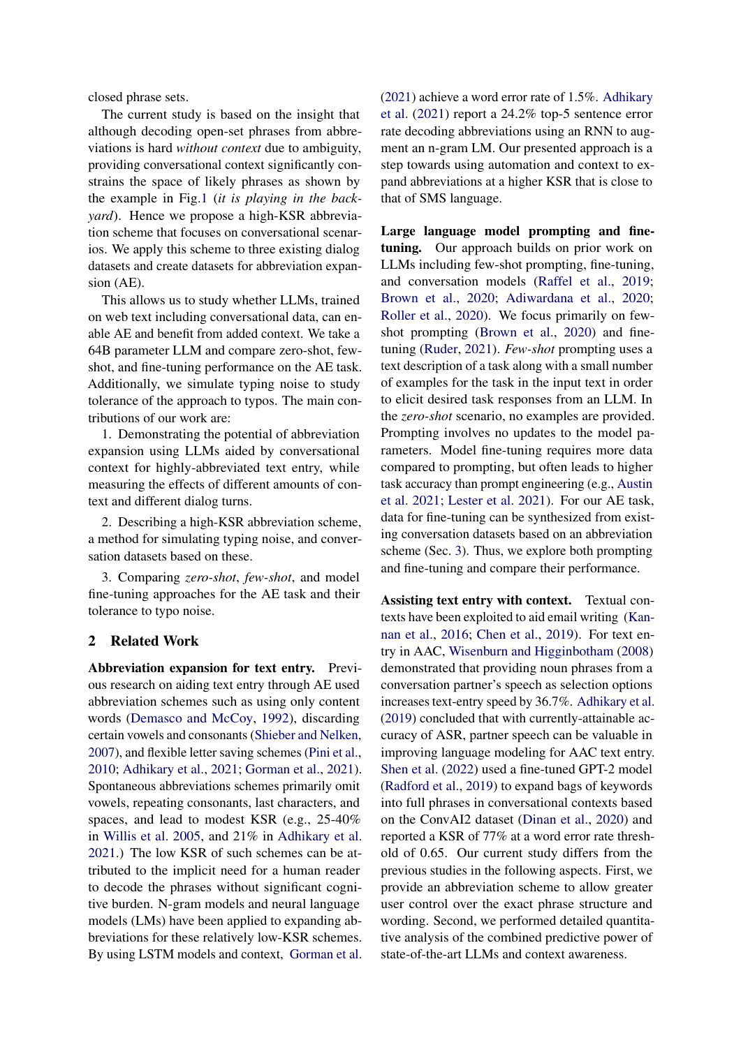closed phrase sets.

The current study is based on the insight that although decoding open-set phrases from abbreviations is hard *without context* due to ambiguity, providing conversational context significantly constrains the space of likely phrases as shown by the example in Fig.1 (*it is playing in the backyard*). Hence we propose a high-KSR abbreviation scheme that focuses on conversational scenarios. We apply this scheme to three existing dialog datasets and create datasets for abbreviation expansion (AE).

This allows us to study whether LLMs, trained on web text including conversational data, can enable AE and benefit from added context. We take a 64B parameter LLM and compare zero-shot, few-shot, and fine-tuning performance on the AE task. Additionally, we simulate typing noise to study tolerance of the approach to typos. The main contributions of our work are:

1. Demonstrating the potential of abbreviation expansion using LLMs aided by conversational context for highly-abbreviated text entry, while measuring the effects of different amounts of context and different dialog turns.

2. Describing a high-KSR abbreviation scheme, a method for simulating typing noise, and conversation datasets based on these.

3. Comparing *zero-shot*, *few-shot*, and model fine-tuning approaches for the AE task and their tolerance to typo noise.

## 2 Related Work

**Abbreviation expansion for text entry.** Previous research on aiding text entry through AE used abbreviation schemes such as using only content words (Demasco and McCoy, 1992), discarding certain vowels and consonants (Shieber and Nelken, 2007), and flexible letter saving schemes (Pini et al., 2010; Adhikary et al., 2021; Gorman et al., 2021). Spontaneous abbreviations schemes primarily omit vowels, repeating consonants, last characters, and spaces, and lead to modest KSR (e.g., 25-40% in Willis et al. 2005, and 21% in Adhikary et al. 2021.) The low KSR of such schemes can be attributed to the implicit need for a human reader to decode the phrases without significant cognitive burden. N-gram models and neural language models (LMs) have been applied to expanding abbreviations for these relatively low-KSR schemes. By using LSTM models and context, Gorman et al. (2021) achieve a word error rate of 1.5%. Adhikary et al. (2021) report a 24.2% top-5 sentence error rate decoding abbreviations using an RNN to augment an n-gram LM. Our presented approach is a step towards using automation and context to expand abbreviations at a higher KSR that is close to that of SMS language.

**Large language model prompting and fine-tuning.** Our approach builds on prior work on LLMs including few-shot prompting, fine-tuning, and conversation models (Raffel et al., 2019; Brown et al., 2020; Adiwardana et al., 2020; Roller et al., 2020). We focus primarily on few-shot prompting (Brown et al., 2020) and fine-tuning (Ruder, 2021). *Few-shot* prompting uses a text description of a task along with a small number of examples for the task in the input text in order to elicit desired task responses from an LLM. In the *zero-shot* scenario, no examples are provided. Prompting involves no updates to the model parameters. Model fine-tuning requires more data compared to prompting, but often leads to higher task accuracy than prompt engineering (e.g., Austin et al. 2021; Lester et al. 2021). For our AE task, data for fine-tuning can be synthesized from existing conversation datasets based on an abbreviation scheme (Sec. 3). Thus, we explore both prompting and fine-tuning and compare their performance.

**Assisting text entry with context.** Textual contexts have been exploited to aid email writing (Kannan et al., 2016; Chen et al., 2019). For text entry in AAC, Wisenburn and Higginbotham (2008) demonstrated that providing noun phrases from a conversation partner's speech as selection options increases text-entry speed by 36.7%. Adhikary et al. (2019) concluded that with currently-attainable accuracy of ASR, partner speech can be valuable in improving language modeling for AAC text entry. Shen et al. (2022) used a fine-tuned GPT-2 model (Radford et al., 2019) to expand bags of keywords into full phrases in conversational contexts based on the ConvAI2 dataset (Dinan et al., 2020) and reported a KSR of 77% at a word error rate threshold of 0.65. Our current study differs from the previous studies in the following aspects. First, we provide an abbreviation scheme to allow greater user control over the exact phrase structure and wording. Second, we performed detailed quantitative analysis of the combined predictive power of state-of-the-art LLMs and context awareness.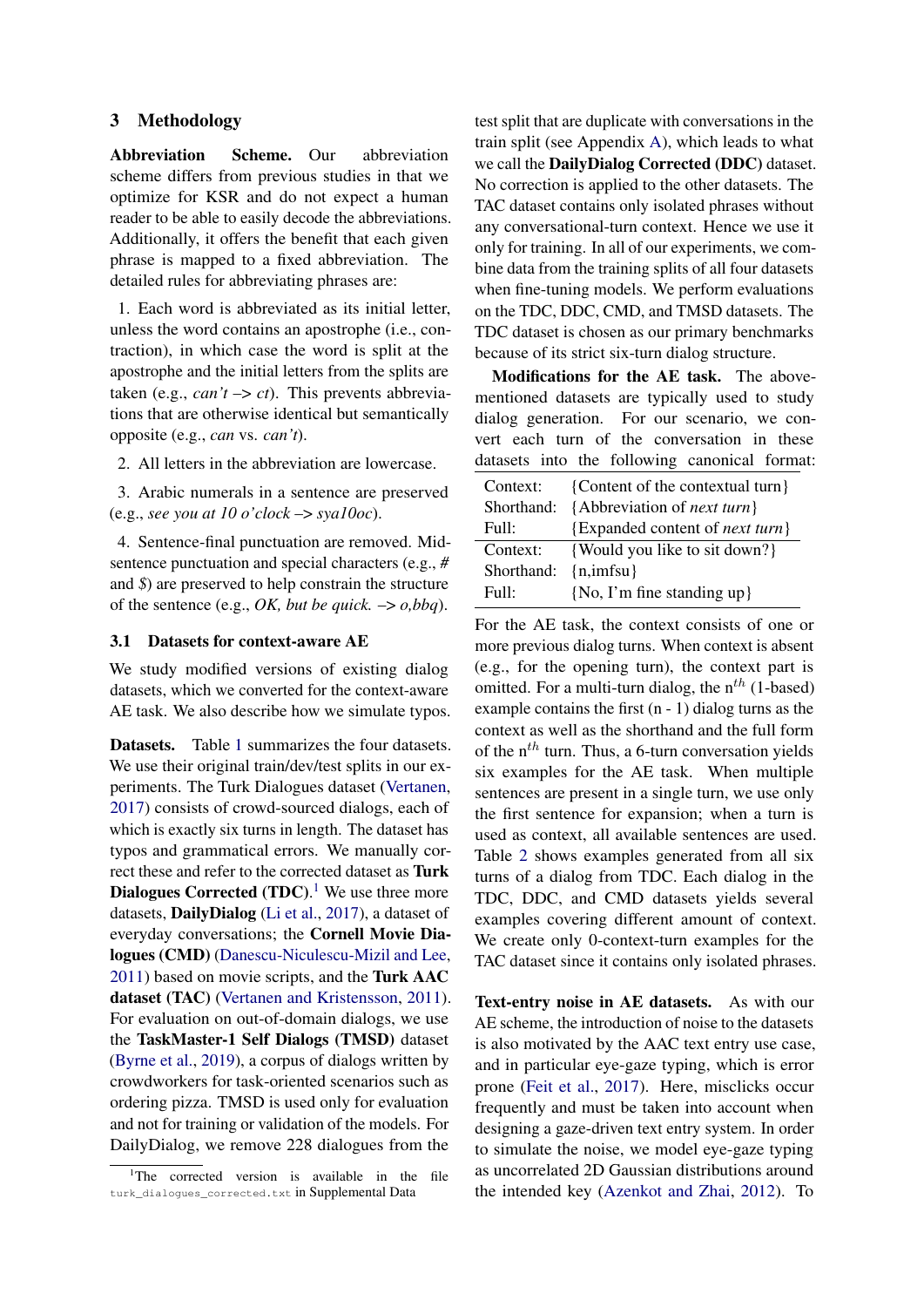## 3 Methodology

**Abbreviation Scheme.** Our abbreviation scheme differs from previous studies in that we optimize for KSR and do not expect a human reader to be able to easily decode the abbreviations. Additionally, it offers the benefit that each given phrase is mapped to a fixed abbreviation. The detailed rules for abbreviating phrases are:

1. Each word is abbreviated as its initial letter, unless the word contains an apostrophe (i.e., contraction), in which case the word is split at the apostrophe and the initial letters from the splits are taken (e.g., *can't –> ct*). This prevents abbreviations that are otherwise identical but semantically opposite (e.g., *can* vs. *can't*).

2. All letters in the abbreviation are lowercase.

3. Arabic numerals in a sentence are preserved (e.g., *see you at 10 o'clock –> sya10oc*).

4. Sentence-final punctuation are removed. Mid-sentence punctuation and special characters (e.g., *#* and *$*) are preserved to help constrain the structure of the sentence (e.g., *OK, but be quick. –> o,bbq*).

### 3.1 Datasets for context-aware AE

We study modified versions of existing dialog datasets, which we converted for the context-aware AE task. We also describe how we simulate typos.

**Datasets.** Table 1 summarizes the four datasets. We use their original train/dev/test splits in our experiments. The Turk Dialogues dataset (Vertanen, 2017) consists of crowd-sourced dialogs, each of which is exactly six turns in length. The dataset has typos and grammatical errors. We manually correct these and refer to the corrected dataset as **Turk Dialogues Corrected (TDC)**.[1] We use three more datasets, **DailyDialog** (Li et al., 2017), a dataset of everyday conversations; the **Cornell Movie Dialogues (CMD)** (Danescu-Niculescu-Mizil and Lee, 2011) based on movie scripts, and the **Turk AAC dataset (TAC)** (Vertanen and Kristensson, 2011). For evaluation on out-of-domain dialogs, we use the **TaskMaster-1 Self Dialogs (TMSD)** dataset (Byrne et al., 2019), a corpus of dialogs written by crowdworkers for task-oriented scenarios such as ordering pizza. TMSD is used only for evaluation and not for training or validation of the models. For DailyDialog, we remove 228 dialogues from the test split that are duplicate with conversations in the train split (see Appendix A), which leads to what we call the **DailyDialog Corrected (DDC)** dataset. No correction is applied to the other datasets. The TAC dataset contains only isolated phrases without any conversational-turn context. Hence we use it only for training. In all of our experiments, we combine data from the training splits of all four datasets when fine-tuning models. We perform evaluations on the TDC, DDC, CMD, and TMSD datasets. The TDC dataset is chosen as our primary benchmarks because of its strict six-turn dialog structure.

[1] The corrected version is available in the file `turk_dialogues_corrected.txt` in Supplemental Data

**Modifications for the AE task.** The above-mentioned datasets are typically used to study dialog generation. For our scenario, we convert each turn of the conversation in these datasets into the following canonical format:

| | |
|---|---|
| Context: | {Content of the contextual turn} |
| Shorthand: | {Abbreviation of *next turn*} |
| Full: | {Expanded content of *next turn*} |
| Context: | {Would you like to sit down?} |
| Shorthand: | {n,imfsu} |
| Full: | {No, I'm fine standing up} |

For the AE task, the context consists of one or more previous dialog turns. When context is absent (e.g., for the opening turn), the context part is omitted. For a multi-turn dialog, the $n^{th}$ (1-based) example contains the first (n - 1) dialog turns as the context as well as the shorthand and the full form of the $n^{th}$ turn. Thus, a 6-turn conversation yields six examples for the AE task. When multiple sentences are present in a single turn, we use only the first sentence for expansion; when a turn is used as context, all available sentences are used. Table 2 shows examples generated from all six turns of a dialog from TDC. Each dialog in the TDC, DDC, and CMD datasets yields several examples covering different amount of context. We create only 0-context-turn examples for the TAC dataset since it contains only isolated phrases.

**Text-entry noise in AE datasets.** As with our AE scheme, the introduction of noise to the datasets is also motivated by the AAC text entry use case, and in particular eye-gaze typing, which is error prone (Feit et al., 2017). Here, misclicks occur frequently and must be taken into account when designing a gaze-driven text entry system. In order to simulate the noise, we model eye-gaze typing as uncorrelated 2D Gaussian distributions around the intended key (Azenkot and Zhai, 2012). To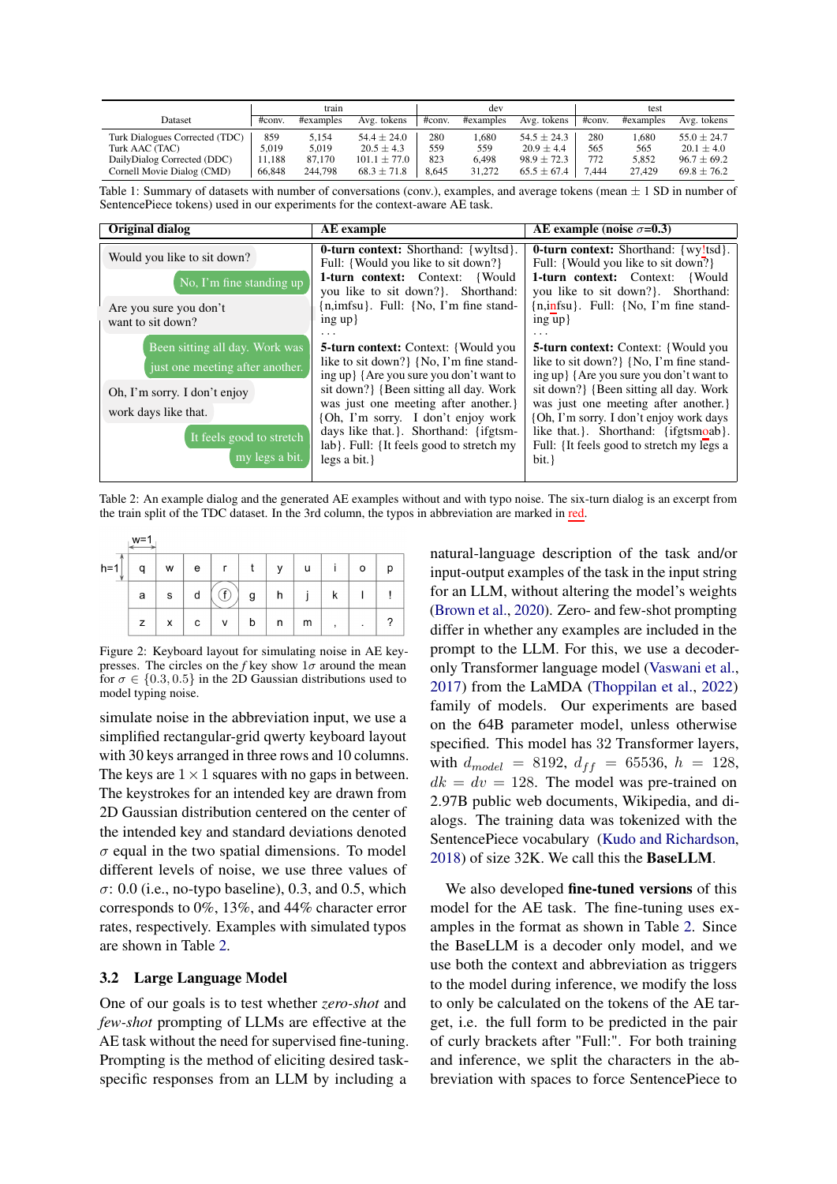| Dataset | train | | | dev | | | test | | |
|---|---|---|---|---|---|---|---|---|---|
| | #conv. | #examples | Avg. tokens | #conv. | #examples | Avg. tokens | #conv. | #examples | Avg. tokens |
| Turk Dialogues Corrected (TDC) | 859 | 5,154 | $54.4 \pm 24.0$ | 280 | 1,680 | $54.5 \pm 24.3$ | 280 | 1,680 | $55.0 \pm 24.7$ |
| Turk AAC (TAC) | 5,019 | 5,019 | $20.5 \pm 4.3$ | 559 | 559 | $20.9 \pm 4.4$ | 565 | 565 | $20.1 \pm 4.0$ |
| DailyDialog Corrected (DDC) | 11,188 | 87,170 | $101.1 \pm 77.0$ | 823 | 6,498 | $98.9 \pm 72.3$ | 772 | 5,852 | $96.7 \pm 69.2$ |
| Cornell Movie Dialog (CMD) | 66,848 | 244,798 | $68.3 \pm 71.8$ | 8,645 | 31,272 | $65.5 \pm 67.4$ | 7,444 | 27,429 | $69.8 \pm 76.2$ |

Table 1: Summary of datasets with number of conversations (conv.), examples, and average tokens (mean $\pm$ 1 SD in number of SentencePiece tokens) used in our experiments for the context-aware AE task.

| Original dialog | AE example | AE example (noise $\sigma$=0.3) |
|---|---|---|
| Would you like to sit down?<br>No, I'm fine standing up<br>Are you sure you don't want to sit down?<br>Been sitting all day. Work was just one meeting after another.<br>Oh, I'm sorry. I don't enjoy work days like that.<br>It feels good to stretch my legs a bit. | **0-turn context:** Shorthand: {wyltsd}. Full: {Would you like to sit down?}<br>**1-turn context:** Context: {Would you like to sit down?}. Shorthand: {n,imfsu}. Full: {No, I'm fine standing up}<br>...<br>**5-turn context:** Context: {Would you like to sit down?} {No, I'm fine standing up} {Are you sure you don't want to sit down?} {Been sitting all day. Work was just one meeting after another.} {Oh, I'm sorry. I don't enjoy work days like that.}. Shorthand: {ifgtsmlab}. Full: {It feels good to stretch my legs a bit.} | **0-turn context:** Shorthand: {wy!tsd}. Full: {Would you like to sit down?}<br>**1-turn context:** Context: {Would you like to sit down?}. Shorthand: {n,infsu}. Full: {No, I'm fine standing up}<br>...<br>**5-turn context:** Context: {Would you like to sit down?} {No, I'm fine standing up} {Are you sure you don't want to sit down?} {Been sitting all day. Work was just one meeting after another.} {Oh, I'm sorry. I don't enjoy work days like that.}. Shorthand: {ifgtsmoab}. Full: {It feels good to stretch my legs a bit.} |

Table 2: An example dialog and the generated AE examples without and with typo noise. The six-turn dialog is an excerpt from the train split of the TDC dataset. In the 3rd column, the typos in abbreviation are marked in red.

| q | w | e | r | t | y | u | i | o | p |
|---|---|---|---|---|---|---|---|---|---|
| a | s | d | f | g | h | j | k | l | ! |
| z | x | c | v | b | n | m | , | . | ? |

Figure 2: Keyboard layout for simulating noise in AE keypresses. The circles on the *f* key show $1\sigma$ around the mean for $\sigma \in \{0.3, 0.5\}$ in the 2D Gaussian distributions used to model typing noise.

simulate noise in the abbreviation input, we use a simplified rectangular-grid qwerty keyboard layout with 30 keys arranged in three rows and 10 columns. The keys are $1 \times 1$ squares with no gaps in between. The keystrokes for an intended key are drawn from 2D Gaussian distribution centered on the center of the intended key and standard deviations denoted $\sigma$ equal in the two spatial dimensions. To model different levels of noise, we use three values of $\sigma$: 0.0 (i.e., no-typo baseline), 0.3, and 0.5, which corresponds to 0%, 13%, and 44% character error rates, respectively. Examples with simulated typos are shown in Table 2.

### 3.2 Large Language Model

One of our goals is to test whether *zero-shot* and *few-shot* prompting of LLMs are effective at the AE task without the need for supervised fine-tuning. Prompting is the method of eliciting desired task-specific responses from an LLM by including a natural-language description of the task and/or input-output examples of the task in the input string for an LLM, without altering the model's weights (Brown et al., 2020). Zero- and few-shot prompting differ in whether any examples are included in the prompt to the LLM. For this, we use a decoder-only Transformer language model (Vaswani et al., 2017) from the LaMDA (Thoppilan et al., 2022) family of models. Our experiments are based on the 64B parameter model, unless otherwise specified. This model has 32 Transformer layers, with $d_{model} = 8192$, $d_{ff} = 65536$, $h = 128$, $dk = dv = 128$. The model was pre-trained on 2.97B public web documents, Wikipedia, and dialogs. The training data was tokenized with the SentencePiece vocabulary (Kudo and Richardson, 2018) of size 32K. We call this the **BaseLLM**.

We also developed **fine-tuned versions** of this model for the AE task. The fine-tuning uses examples in the format as shown in Table 2. Since the BaseLLM is a decoder only model, and we use both the context and abbreviation as triggers to the model during inference, we modify the loss to only be calculated on the tokens of the AE target, i.e. the full form to be predicted in the pair of curly brackets after "Full:". For both training and inference, we split the characters in the abbreviation with spaces to force SentencePiece to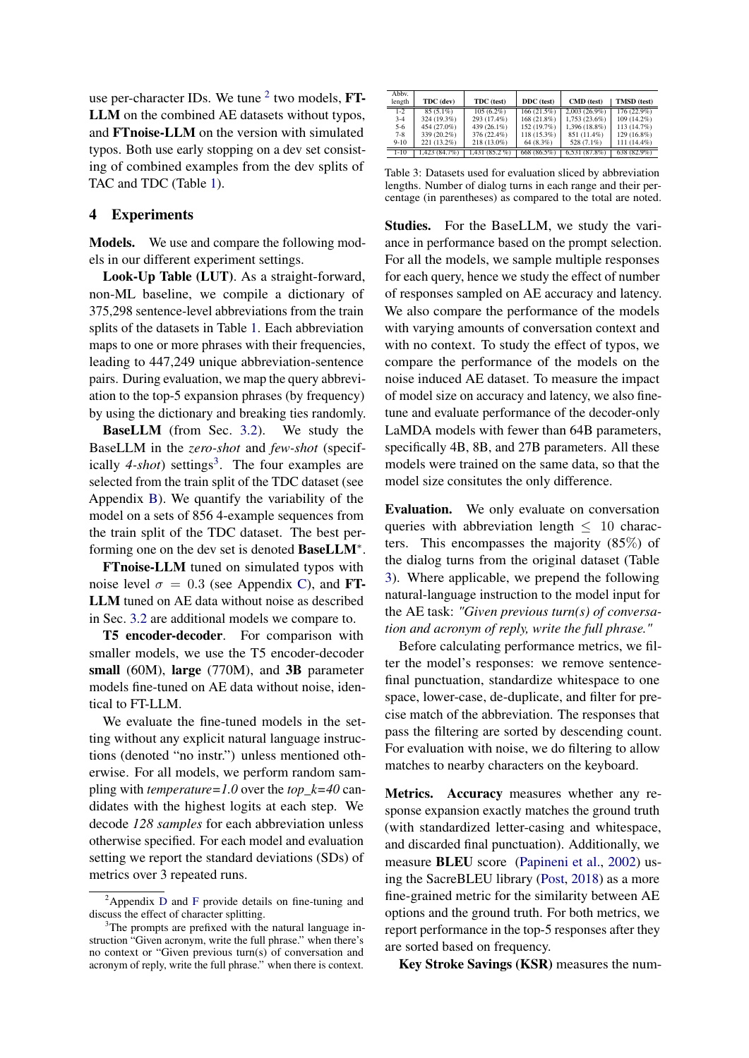use per-character IDs. We tune [2] two models, **FT-LLM** on the combined AE datasets without typos, and **FTnoise-LLM** on the version with simulated typos. Both use early stopping on a dev set consisting of combined examples from the dev splits of TAC and TDC (Table 1).

## 4 Experiments

**Models.** We use and compare the following models in our different experiment settings.

**Look-Up Table (LUT)**. As a straight-forward, non-ML baseline, we compile a dictionary of 375,298 sentence-level abbreviations from the train splits of the datasets in Table 1. Each abbreviation maps to one or more phrases with their frequencies, leading to 447,249 unique abbreviation-sentence pairs. During evaluation, we map the query abbreviation to the top-5 expansion phrases (by frequency) by using the dictionary and breaking ties randomly.

**BaseLLM** (from Sec. 3.2). We study the BaseLLM in the *zero-shot* and *few-shot* (specifically *4-shot*) settings[3]. The four examples are selected from the train split of the TDC dataset (see Appendix B). We quantify the variability of the model on a sets of 856 4-example sequences from the train split of the TDC dataset. The best performing one on the dev set is denoted **BaseLLM**$^*$.

**FTnoise-LLM** tuned on simulated typos with noise level $\sigma = 0.3$ (see Appendix C), and **FT-LLM** tuned on AE data without noise as described in Sec. 3.2 are additional models we compare to.

**T5 encoder-decoder**. For comparison with smaller models, we use the T5 encoder-decoder **small** (60M), **large** (770M), and **3B** parameter models fine-tuned on AE data without noise, identical to FT-LLM.

We evaluate the fine-tuned models in the setting without any explicit natural language instructions (denoted "no instr.") unless mentioned otherwise. For all models, we perform random sampling with *temperature=1.0* over the *top_k=40* candidates with the highest logits at each step. We decode *128 samples* for each abbreviation unless otherwise specified. For each model and evaluation setting we report the standard deviations (SDs) of metrics over 3 repeated runs.

[2] Appendix D and F provide details on fine-tuning and discuss the effect of character splitting.

[3] The prompts are prefixed with the natural language instruction "Given acronym, write the full phrase." when there's no context or "Given previous turn(s) of conversation and acronym of reply, write the full phrase." when there is context.

| Abbv. length | TDC (dev) | TDC (test) | DDC (test) | CMD (test) | TMSD (test) |
|---|---|---|---|---|---|
| 1-2 | 85 (5.1%) | 105 (6.2%) | 166 (21.5%) | 2,003 (26.9%) | 176 (22.9%) |
| 3-4 | 324 (19.3%) | 293 (17.4%) | 168 (21.8%) | 1,753 (23.6%) | 109 (14.2%) |
| 5-6 | 454 (27.0%) | 439 (26.1%) | 152 (19.7%) | 1,396 (18.8%) | 113 (14.7%) |
| 7-8 | 339 (20.2%) | 376 (22.4%) | 118 (15.3%) | 851 (11.4%) | 129 (16.8%) |
| 9-10 | 221 (13.2%) | 218 (13.0%) | 64 (8.3%) | 528 (7.1%) | 111 (14.4%) |
| 1-10 | 1,423 (84.7%) | 1,431 (85.2 %) | 668 (86.5%) | 6,531 (87.8%) | 638 (82.9%) |

Table 3: Datasets used for evaluation sliced by abbreviation lengths. Number of dialog turns in each range and their percentage (in parentheses) as compared to the total are noted.

**Studies.** For the BaseLLM, we study the variance in performance based on the prompt selection. For all the models, we sample multiple responses for each query, hence we study the effect of number of responses sampled on AE accuracy and latency. We also compare the performance of the models with varying amounts of conversation context and with no context. To study the effect of typos, we compare the performance of the models on the noise induced AE dataset. To measure the impact of model size on accuracy and latency, we also fine-tune and evaluate performance of the decoder-only LaMDA models with fewer than 64B parameters, specifically 4B, 8B, and 27B parameters. All these models were trained on the same data, so that the model size consitutes the only difference.

**Evaluation.** We only evaluate on conversation queries with abbreviation length $\leq$ 10 characters. This encompasses the majority (85%) of the dialog turns from the original dataset (Table 3). Where applicable, we prepend the following natural-language instruction to the model input for the AE task: *"Given previous turn(s) of conversation and acronym of reply, write the full phrase."*

Before calculating performance metrics, we filter the model's responses: we remove sentence-final punctuation, standardize whitespace to one space, lower-case, de-duplicate, and filter for precise match of the abbreviation. The responses that pass the filtering are sorted by descending count. For evaluation with noise, we do filtering to allow matches to nearby characters on the keyboard.

**Metrics.** **Accuracy** measures whether any response expansion exactly matches the ground truth (with standardized letter-casing and whitespace, and discarded final punctuation). Additionally, we measure **BLEU** score (Papineni et al., 2002) using the SacreBLEU library (Post, 2018) as a more fine-grained metric for the similarity between AE options and the ground truth. For both metrics, we report performance in the top-5 responses after they are sorted based on frequency.

**Key Stroke Savings (KSR)** measures the num-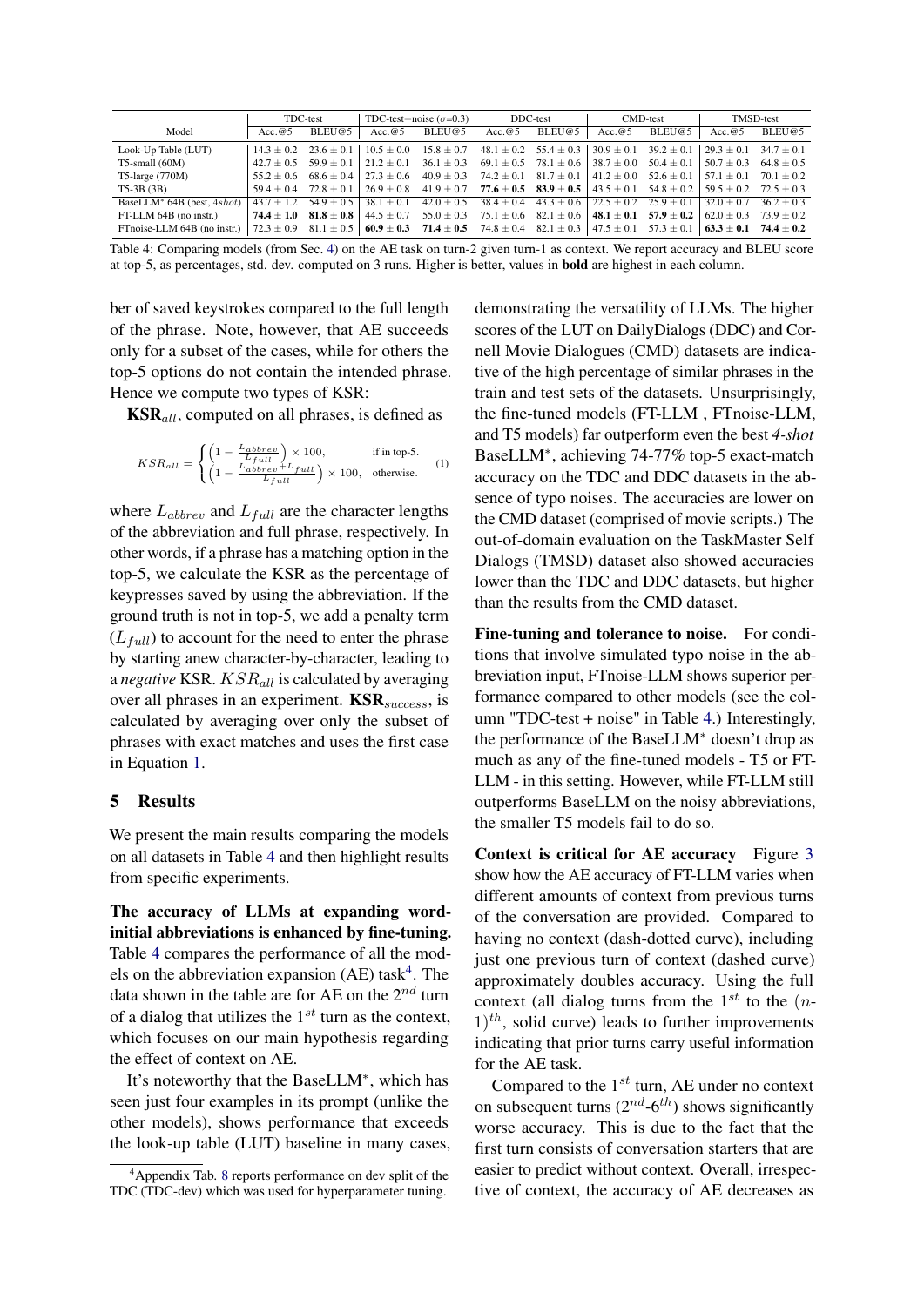| Model | TDC-test | | TDC-test+noise ($\sigma$=0.3) | | DDC-test | | CMD-test | | TMSD-test | |
|---|---|---|---|---|---|---|---|---|---|---|
| | Acc.@5 | BLEU@5 | Acc.@5 | BLEU@5 | Acc.@5 | BLEU@5 | Acc.@5 | BLEU@5 | Acc.@5 | BLEU@5 |
| Look-Up Table (LUT) | 14.3 ± 0.2 | 23.6 ± 0.1 | 10.5 ± 0.0 | 15.8 ± 0.7 | 48.1 ± 0.2 | 55.4 ± 0.3 | 30.9 ± 0.1 | 39.2 ± 0.1 | 29.3 ± 0.1 | 34.7 ± 0.1 |
| T5-small (60M) | 42.7 ± 0.5 | 59.9 ± 0.1 | 21.2 ± 0.1 | 36.1 ± 0.3 | 69.1 ± 0.5 | 78.1 ± 0.6 | 38.7 ± 0.0 | 50.4 ± 0.1 | 50.7 ± 0.3 | 64.8 ± 0.5 |
| T5-large (770M) | 55.2 ± 0.6 | 68.6 ± 0.4 | 27.3 ± 0.6 | 40.9 ± 0.3 | 74.2 ± 0.1 | 81.7 ± 0.1 | 41.2 ± 0.0 | 52.6 ± 0.1 | 57.1 ± 0.1 | 70.1 ± 0.2 |
| T5-3B (3B) | 59.4 ± 0.4 | 72.8 ± 0.1 | 26.9 ± 0.8 | 41.9 ± 0.7 | **77.6 ± 0.5** | **83.9 ± 0.5** | 43.5 ± 0.1 | 54.8 ± 0.2 | 59.5 ± 0.2 | 72.5 ± 0.3 |
| BaseLLM* 64B (best, *4shot*) | 43.7 ± 1.2 | 54.9 ± 0.5 | 38.1 ± 0.1 | 42.0 ± 0.5 | 38.4 ± 0.4 | 43.3 ± 0.6 | 22.5 ± 0.2 | 25.9 ± 0.1 | 32.0 ± 0.7 | 36.2 ± 0.3 |
| FT-LLM 64B (no instr.) | **74.4 ± 1.0** | **81.8 ± 0.8** | 44.5 ± 0.7 | 55.0 ± 0.3 | 75.1 ± 0.6 | 82.1 ± 0.6 | **48.1 ± 0.1** | **57.9 ± 0.2** | 62.0 ± 0.3 | 73.9 ± 0.2 |
| FTnoise-LLM 64B (no instr.) | 72.3 ± 0.9 | 81.1 ± 0.5 | **60.9 ± 0.3** | **71.4 ± 0.5** | 74.8 ± 0.4 | 82.1 ± 0.3 | 47.5 ± 0.1 | 57.3 ± 0.1 | **63.3 ± 0.1** | **74.4 ± 0.2** |

Table 4: Comparing models (from Sec. 4) on the AE task on turn-2 given turn-1 as context. We report accuracy and BLEU score at top-5, as percentages, std. dev. computed on 3 runs. Higher is better, values in **bold** are highest in each column.

ber of saved keystrokes compared to the full length of the phrase. Note, however, that AE succeeds only for a subset of the cases, while for others the top-5 options do not contain the intended phrase. Hence we compute two types of KSR:

**KSR**$_{all}$, computed on all phrases, is defined as

$$KSR_{all} = \begin{cases} \left(1 - \frac{L_{abbrev}}{L_{full}}\right) \times 100, & \text{if in top-5.} \\ \left(1 - \frac{L_{abbrev} + L_{full}}{L_{full}}\right) \times 100, & \text{otherwise.} \end{cases} \quad (1)$$

where $L_{abbrev}$ and $L_{full}$ are the character lengths of the abbreviation and full phrase, respectively. In other words, if a phrase has a matching option in the top-5, we calculate the KSR as the percentage of keypresses saved by using the abbreviation. If the ground truth is not in top-5, we add a penalty term ($L_{full}$) to account for the need to enter the phrase by starting anew character-by-character, leading to a *negative* KSR. $KSR_{all}$ is calculated by averaging over all phrases in an experiment. **KSR**$_{success}$, is calculated by averaging over only the subset of phrases with exact matches and uses the first case in Equation 1.

## 5 Results

We present the main results comparing the models on all datasets in Table 4 and then highlight results from specific experiments.

**The accuracy of LLMs at expanding word-initial abbreviations is enhanced by fine-tuning.** Table 4 compares the performance of all the models on the abbreviation expansion (AE) task[4]. The data shown in the table are for AE on the $2^{nd}$ turn of a dialog that utilizes the $1^{st}$ turn as the context, which focuses on our main hypothesis regarding the effect of context on AE.

It's noteworthy that the BaseLLM*, which has seen just four examples in its prompt (unlike the other models), shows performance that exceeds the look-up table (LUT) baseline in many cases, demonstrating the versatility of LLMs. The higher scores of the LUT on DailyDialogs (DDC) and Cornell Movie Dialogues (CMD) datasets are indicative of the high percentage of similar phrases in the train and test sets of the datasets. Unsurprisingly, the fine-tuned models (FT-LLM , FTnoise-LLM, and T5 models) far outperform even the best *4-shot* BaseLLM*, achieving 74-77% top-5 exact-match accuracy on the TDC and DDC datasets in the absence of typo noises. The accuracies are lower on the CMD dataset (comprised of movie scripts.) The out-of-domain evaluation on the TaskMaster Self Dialogs (TMSD) dataset also showed accuracies lower than the TDC and DDC datasets, but higher than the results from the CMD dataset.

**Fine-tuning and tolerance to noise.** For conditions that involve simulated typo noise in the abbreviation input, FTnoise-LLM shows superior performance compared to other models (see the column "TDC-test + noise" in Table 4.) Interestingly, the performance of the BaseLLM* doesn't drop as much as any of the fine-tuned models - T5 or FT-LLM - in this setting. However, while FT-LLM still outperforms BaseLLM on the noisy abbreviations, the smaller T5 models fail to do so.

**Context is critical for AE accuracy** Figure 3 show how the AE accuracy of FT-LLM varies when different amounts of context from previous turns of the conversation are provided. Compared to having no context (dash-dotted curve), including just one previous turn of context (dashed curve) approximately doubles accuracy. Using the full context (all dialog turns from the $1^{st}$ to the $(n\text{-}1)^{th}$, solid curve) leads to further improvements indicating that prior turns carry useful information for the AE task.

Compared to the $1^{st}$ turn, AE under no context on subsequent turns ($2^{nd}$-$6^{th}$) shows significantly worse accuracy. This is due to the fact that the first turn consists of conversation starters that are easier to predict without context. Overall, irrespective of context, the accuracy of AE decreases as

[4] Appendix Tab. 8 reports performance on dev split of the TDC (TDC-dev) which was used for hyperparameter tuning.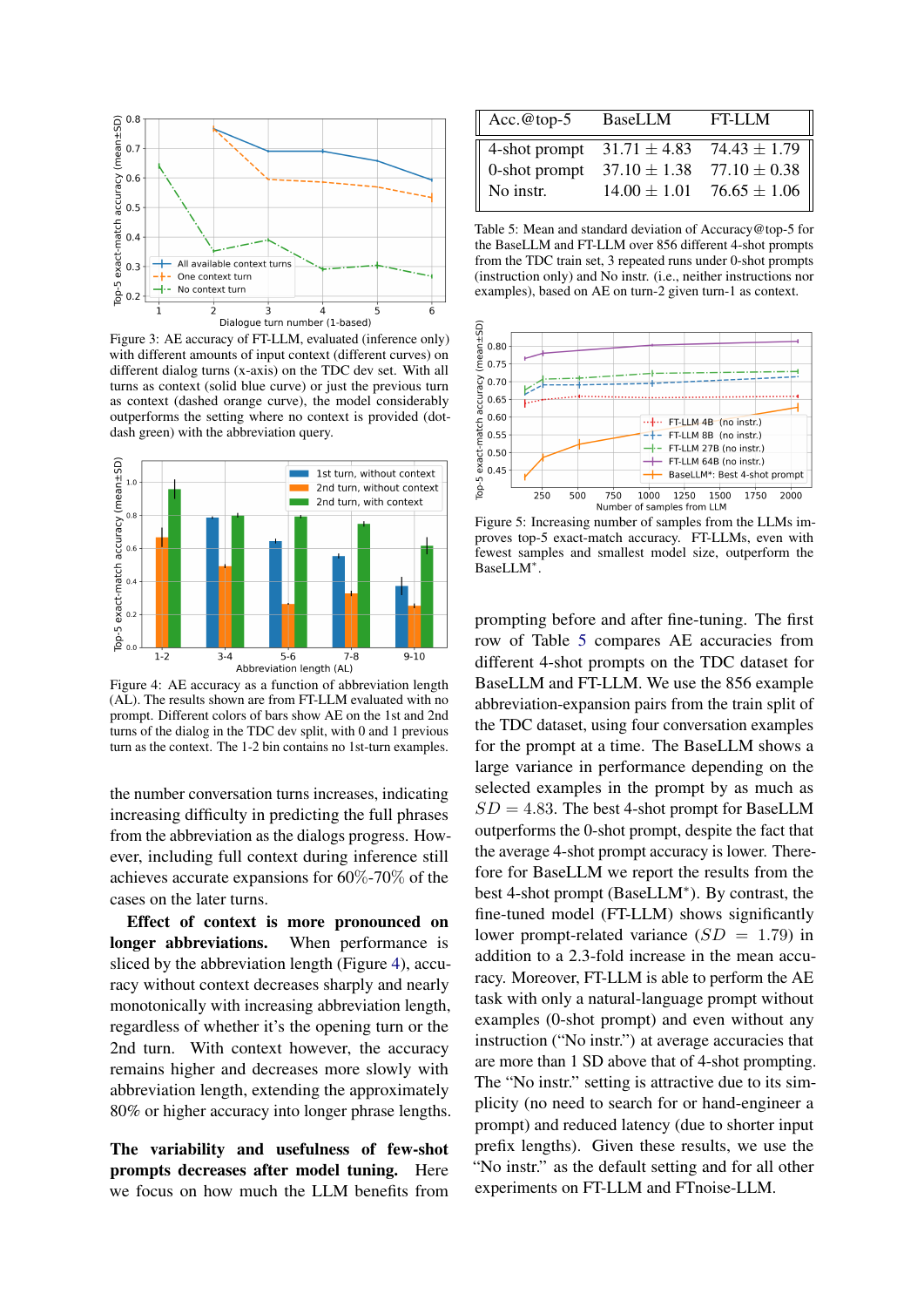Figure 3: AE accuracy of FT-LLM, evaluated (inference only) with different amounts of input context (different curves) on different dialog turns (x-axis) on the TDC dev set. With all turns as context (solid blue curve) or just the previous turn as context (dashed orange curve), the model considerably outperforms the setting where no context is provided (dot-dash green) with the abbreviation query.

Figure 4: AE accuracy as a function of abbreviation length (AL). The results shown are from FT-LLM evaluated with no prompt. Different colors of bars show AE on the 1st and 2nd turns of the dialog in the TDC dev split, with 0 and 1 previous turn as the context. The 1-2 bin contains no 1st-turn examples.

the number conversation turns increases, indicating increasing difficulty in predicting the full phrases from the abbreviation as the dialogs progress. However, including full context during inference still achieves accurate expansions for 60%-70% of the cases on the later turns.

**Effect of context is more pronounced on longer abbreviations.** When performance is sliced by the abbreviation length (Figure 4), accuracy without context decreases sharply and nearly monotonically with increasing abbreviation length, regardless of whether it's the opening turn or the 2nd turn. With context however, the accuracy remains higher and decreases more slowly with abbreviation length, extending the approximately 80% or higher accuracy into longer phrase lengths.

**The variability and usefulness of few-shot prompts decreases after model tuning.** Here we focus on how much the LLM benefits from prompting before and after fine-tuning. The first row of Table 5 compares AE accuracies from different 4-shot prompts on the TDC dataset for BaseLLM and FT-LLM. We use the 856 example abbreviation-expansion pairs from the train split of the TDC dataset, using four conversation examples for the prompt at a time. The BaseLLM shows a large variance in performance depending on the selected examples in the prompt by as much as $SD = 4.83$. The best 4-shot prompt for BaseLLM outperforms the 0-shot prompt, despite the fact that the average 4-shot prompt accuracy is lower. Therefore for BaseLLM we report the results from the best 4-shot prompt (BaseLLM*). By contrast, the fine-tuned model (FT-LLM) shows significantly lower prompt-related variance ($SD = 1.79$) in addition to a 2.3-fold increase in the mean accuracy. Moreover, FT-LLM is able to perform the AE task with only a natural-language prompt without examples (0-shot prompt) and even without any instruction ("No instr.") at average accuracies that are more than 1 SD above that of 4-shot prompting. The "No instr." setting is attractive due to its simplicity (no need to search for or hand-engineer a prompt) and reduced latency (due to shorter input prefix lengths). Given these results, we use the "No instr." as the default setting and for all other experiments on FT-LLM and FTnoise-LLM.

| Acc.@top-5 | BaseLLM | FT-LLM |
|---|---|---|
| 4-shot prompt | $31.71 \pm 4.83$ | $74.43 \pm 1.79$ |
| 0-shot prompt | $37.10 \pm 1.38$ | $77.10 \pm 0.38$ |
| No instr. | $14.00 \pm 1.01$ | $76.65 \pm 1.06$ |

Table 5: Mean and standard deviation of Accuracy@top-5 for the BaseLLM and FT-LLM over 856 different 4-shot prompts from the TDC train set, 3 repeated runs under 0-shot prompts (instruction only) and No instr. (i.e., neither instructions nor examples), based on AE on turn-2 given turn-1 as context.

Figure 5: Increasing number of samples from the LLMs improves top-5 exact-match accuracy. FT-LLMs, even with fewest samples and smallest model size, outperform the BaseLLM*.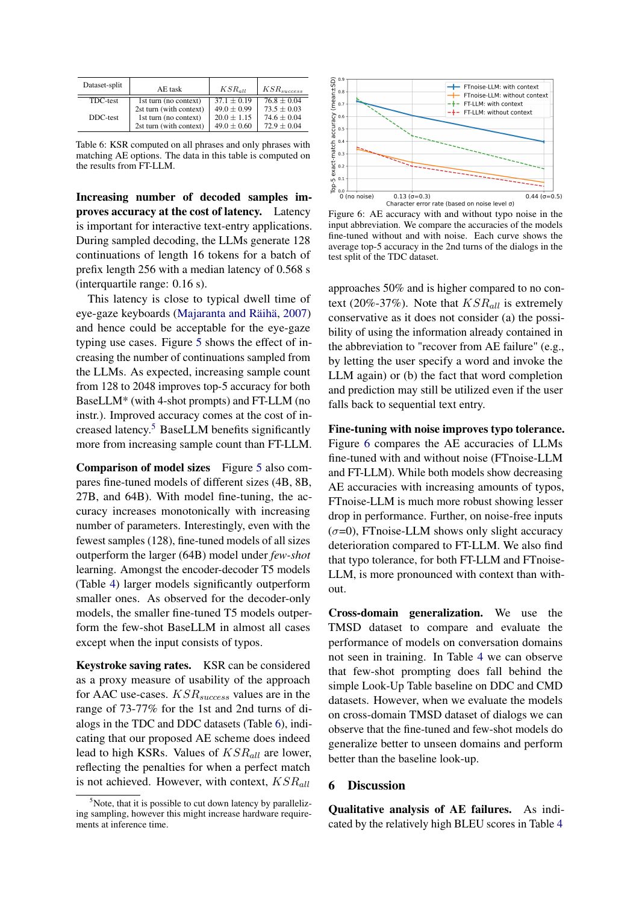| Dataset-split | AE task | $KSR_{all}$ | $KSR_{success}$ |
|---|---|---|---|
| TDC-test | 1st turn (no context) | $37.1 \pm 0.19$ | $76.8 \pm 0.04$ |
| | 2st turn (with context) | $49.0 \pm 0.99$ | $73.5 \pm 0.03$ |
| DDC-test | 1st turn (no context) | $20.0 \pm 1.15$ | $74.6 \pm 0.04$ |
| | 2st turn (with context) | $49.0 \pm 0.60$ | $72.9 \pm 0.04$ |

Table 6: KSR computed on all phrases and only phrases with matching AE options. The data in this table is computed on the results from FT-LLM.

**Increasing number of decoded samples improves accuracy at the cost of latency.** Latency is important for interactive text-entry applications. During sampled decoding, the LLMs generate 128 continuations of length 16 tokens for a batch of prefix length 256 with a median latency of 0.568 s (interquartile range: 0.16 s).

This latency is close to typical dwell time of eye-gaze keyboards (Majaranta and Räihä, 2007) and hence could be acceptable for the eye-gaze typing use cases. Figure 5 shows the effect of increasing the number of continuations sampled from the LLMs. As expected, increasing sample count from 128 to 2048 improves top-5 accuracy for both BaseLLM* (with 4-shot prompts) and FT-LLM (no instr.). Improved accuracy comes at the cost of increased latency.[5] BaseLLM benefits significantly more from increasing sample count than FT-LLM.

**Comparison of model sizes** Figure 5 also compares fine-tuned models of different sizes (4B, 8B, 27B, and 64B). With model fine-tuning, the accuracy increases monotonically with increasing number of parameters. Interestingly, even with the fewest samples (128), fine-tuned models of all sizes outperform the larger (64B) model under *few-shot* learning. Amongst the encoder-decoder T5 models (Table 4) larger models significantly outperform smaller ones. As observed for the decoder-only models, the smaller fine-tuned T5 models outperform the few-shot BaseLLM in almost all cases except when the input consists of typos.

**Keystroke saving rates.** KSR can be considered as a proxy measure of usability of the approach for AAC use-cases. $KSR_{success}$ values are in the range of 73-77% for the 1st and 2nd turns of dialogs in the TDC and DDC datasets (Table 6), indicating that our proposed AE scheme does indeed lead to high KSRs. Values of $KSR_{all}$ are lower, reflecting the penalties for when a perfect match is not achieved. However, with context, $KSR_{all}$ approaches 50% and is higher compared to no context (20%-37%). Note that $KSR_{all}$ is extremely conservative as it does not consider (a) the possibility of using the information already contained in the abbreviation to "recover from AE failure" (e.g., by letting the user specify a word and invoke the LLM again) or (b) the fact that word completion and prediction may still be utilized even if the user falls back to sequential text entry.

[5] Note, that it is possible to cut down latency by parallelizing sampling, however this might increase hardware requirements at inference time.

Figure 6: AE accuracy with and without typo noise in the input abbreviation. We compare the accuracies of the models fine-tuned without and with noise. Each curve shows the average top-5 accuracy in the 2nd turns of the dialogs in the test split of the TDC dataset.

**Fine-tuning with noise improves typo tolerance.** Figure 6 compares the AE accuracies of LLMs fine-tuned with and without noise (FTnoise-LLM and FT-LLM). While both models show decreasing AE accuracies with increasing amounts of typos, FTnoise-LLM is much more robust showing lesser drop in performance. Further, on noise-free inputs ($\sigma$=0), FTnoise-LLM shows only slight accuracy deterioration compared to FT-LLM. We also find that typo tolerance, for both FT-LLM and FTnoise-LLM, is more pronounced with context than without.

**Cross-domain generalization.** We use the TMSD dataset to compare and evaluate the performance of models on conversation domains not seen in training. In Table 4 we can observe that few-shot prompting does fall behind the simple Look-Up Table baseline on DDC and CMD datasets. However, when we evaluate the models on cross-domain TMSD dataset of dialogs we can observe that the fine-tuned and few-shot models do generalize better to unseen domains and perform better than the baseline look-up.

# 6 Discussion

**Qualitative analysis of AE failures.** As indicated by the relatively high BLEU scores in Table 4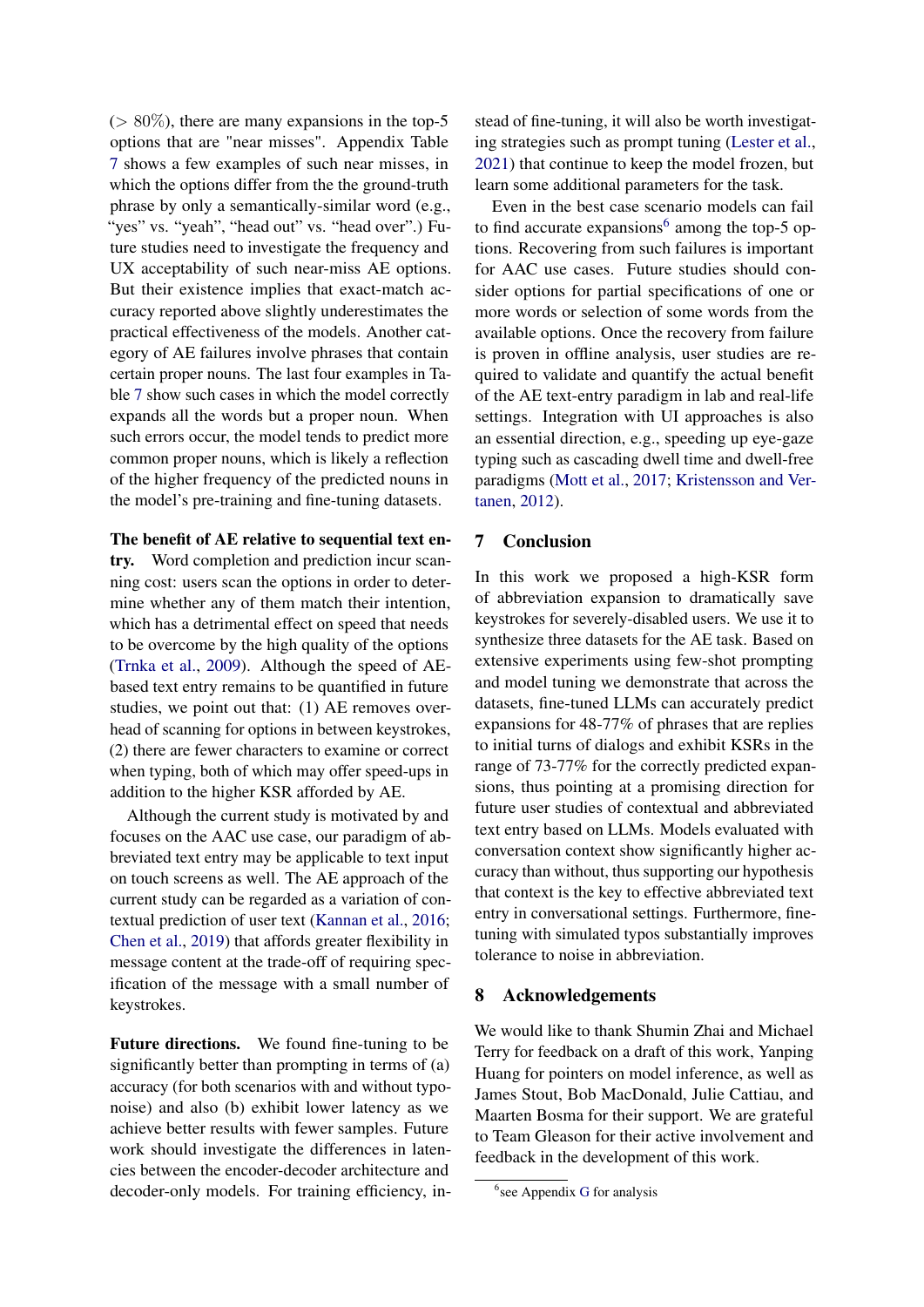(> 80%), there are many expansions in the top-5 options that are "near misses". Appendix Table 7 shows a few examples of such near misses, in which the options differ from the the ground-truth phrase by only a semantically-similar word (e.g., "yes" vs. "yeah", "head out" vs. "head over".) Future studies need to investigate the frequency and UX acceptability of such near-miss AE options. But their existence implies that exact-match accuracy reported above slightly underestimates the practical effectiveness of the models. Another category of AE failures involve phrases that contain certain proper nouns. The last four examples in Table 7 show such cases in which the model correctly expands all the words but a proper noun. When such errors occur, the model tends to predict more common proper nouns, which is likely a reflection of the higher frequency of the predicted nouns in the model's pre-training and fine-tuning datasets.

**The benefit of AE relative to sequential text entry.** Word completion and prediction incur scanning cost: users scan the options in order to determine whether any of them match their intention, which has a detrimental effect on speed that needs to be overcome by the high quality of the options (Trnka et al., 2009). Although the speed of AE-based text entry remains to be quantified in future studies, we point out that: (1) AE removes overhead of scanning for options in between keystrokes, (2) there are fewer characters to examine or correct when typing, both of which may offer speed-ups in addition to the higher KSR afforded by AE.

Although the current study is motivated by and focuses on the AAC use case, our paradigm of abbreviated text entry may be applicable to text input on touch screens as well. The AE approach of the current study can be regarded as a variation of contextual prediction of user text (Kannan et al., 2016; Chen et al., 2019) that affords greater flexibility in message content at the trade-off of requiring specification of the message with a small number of keystrokes.

**Future directions.** We found fine-tuning to be significantly better than prompting in terms of (a) accuracy (for both scenarios with and without typo-noise) and also (b) exhibit lower latency as we achieve better results with fewer samples. Future work should investigate the differences in latencies between the encoder-decoder architecture and decoder-only models. For training efficiency, instead of fine-tuning, it will also be worth investigating strategies such as prompt tuning (Lester et al., 2021) that continue to keep the model frozen, but learn some additional parameters for the task.

Even in the best case scenario models can fail to find accurate expansions[6] among the top-5 options. Recovering from such failures is important for AAC use cases. Future studies should consider options for partial specifications of one or more words or selection of some words from the available options. Once the recovery from failure is proven in offline analysis, user studies are required to validate and quantify the actual benefit of the AE text-entry paradigm in lab and real-life settings. Integration with UI approaches is also an essential direction, e.g., speeding up eye-gaze typing such as cascading dwell time and dwell-free paradigms (Mott et al., 2017; Kristensson and Vertanen, 2012).

## 7 Conclusion

In this work we proposed a high-KSR form of abbreviation expansion to dramatically save keystrokes for severely-disabled users. We use it to synthesize three datasets for the AE task. Based on extensive experiments using few-shot prompting and model tuning we demonstrate that across the datasets, fine-tuned LLMs can accurately predict expansions for 48-77% of phrases that are replies to initial turns of dialogs and exhibit KSRs in the range of 73-77% for the correctly predicted expansions, thus pointing at a promising direction for future user studies of contextual and abbreviated text entry based on LLMs. Models evaluated with conversation context show significantly higher accuracy than without, thus supporting our hypothesis that context is the key to effective abbreviated text entry in conversational settings. Furthermore, fine-tuning with simulated typos substantially improves tolerance to noise in abbreviation.

## 8 Acknowledgements

We would like to thank Shumin Zhai and Michael Terry for feedback on a draft of this work, Yanping Huang for pointers on model inference, as well as James Stout, Bob MacDonald, Julie Cattiau, and Maarten Bosma for their support. We are grateful to Team Gleason for their active involvement and feedback in the development of this work.

[6] see Appendix G for analysis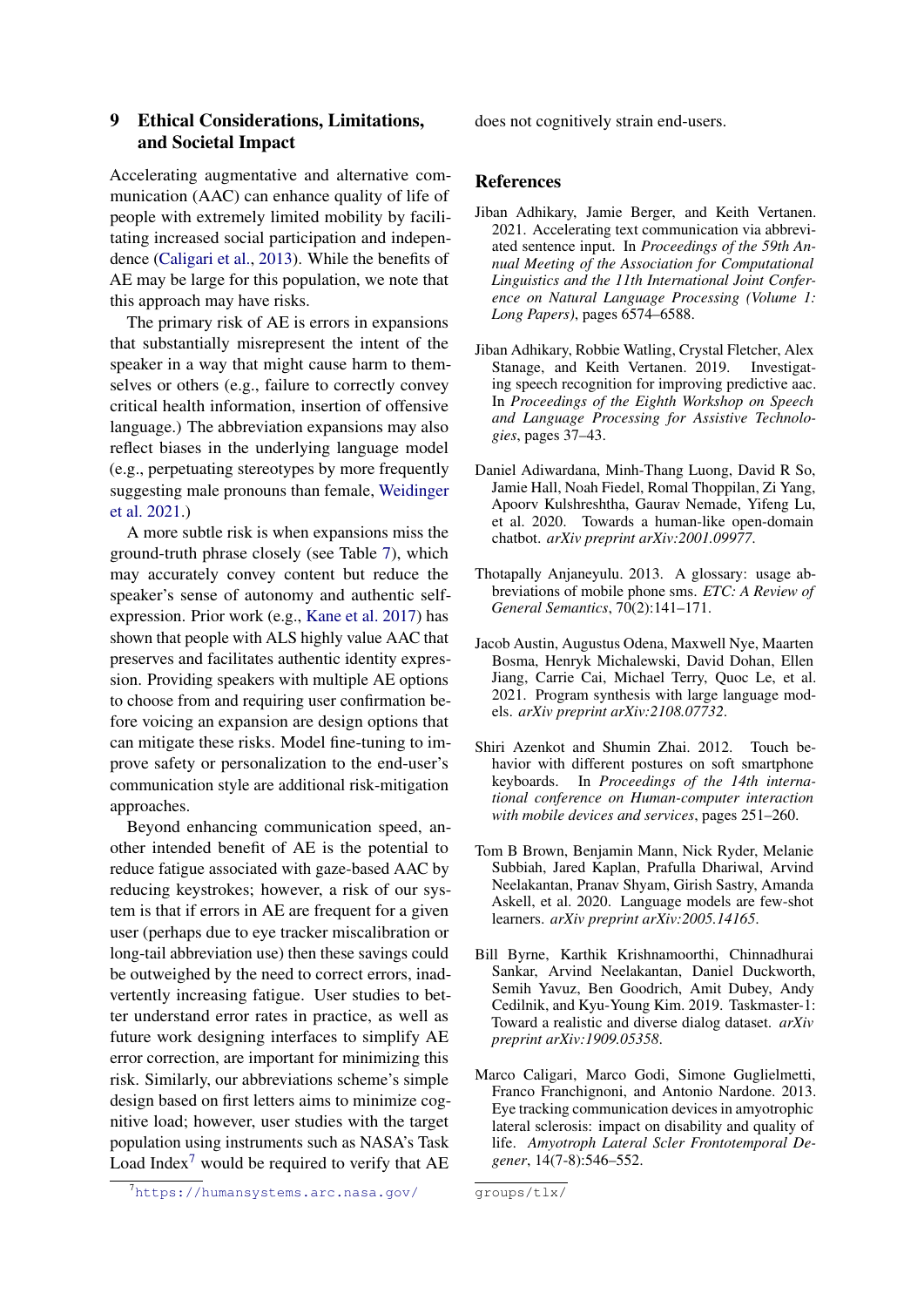## 9 Ethical Considerations, Limitations, and Societal Impact

Accelerating augmentative and alternative communication (AAC) can enhance quality of life of people with extremely limited mobility by facilitating increased social participation and independence (Caligari et al., 2013). While the benefits of AE may be large for this population, we note that this approach may have risks.

The primary risk of AE is errors in expansions that substantially misrepresent the intent of the speaker in a way that might cause harm to themselves or others (e.g., failure to correctly convey critical health information, insertion of offensive language.) The abbreviation expansions may also reflect biases in the underlying language model (e.g., perpetuating stereotypes by more frequently suggesting male pronouns than female, Weidinger et al. 2021.)

A more subtle risk is when expansions miss the ground-truth phrase closely (see Table 7), which may accurately convey content but reduce the speaker's sense of autonomy and authentic self-expression. Prior work (e.g., Kane et al. 2017) has shown that people with ALS highly value AAC that preserves and facilitates authentic identity expression. Providing speakers with multiple AE options to choose from and requiring user confirmation before voicing an expansion are design options that can mitigate these risks. Model fine-tuning to improve safety or personalization to the end-user's communication style are additional risk-mitigation approaches.

Beyond enhancing communication speed, another intended benefit of AE is the potential to reduce fatigue associated with gaze-based AAC by reducing keystrokes; however, a risk of our system is that if errors in AE are frequent for a given user (perhaps due to eye tracker miscalibration or long-tail abbreviation use) then these savings could be outweighed by the need to correct errors, inadvertently increasing fatigue. User studies to better understand error rates in practice, as well as future work designing interfaces to simplify AE error correction, are important for minimizing this risk. Similarly, our abbreviations scheme's simple design based on first letters aims to minimize cognitive load; however, user studies with the target population using instruments such as NASA's Task Load Index[7] would be required to verify that AE does not cognitively strain end-users.

[7] https://humansystems.arc.nasa.gov/groups/tlx/

## References

Jiban Adhikary, Jamie Berger, and Keith Vertanen. 2021. Accelerating text communication via abbreviated sentence input. In *Proceedings of the 59th Annual Meeting of the Association for Computational Linguistics and the 11th International Joint Conference on Natural Language Processing (Volume 1: Long Papers)*, pages 6574–6588.

Jiban Adhikary, Robbie Watling, Crystal Fletcher, Alex Stanage, and Keith Vertanen. 2019. Investigating speech recognition for improving predictive aac. In *Proceedings of the Eighth Workshop on Speech and Language Processing for Assistive Technologies*, pages 37–43.

Daniel Adiwardana, Minh-Thang Luong, David R So, Jamie Hall, Noah Fiedel, Romal Thoppilan, Zi Yang, Apoorv Kulshreshtha, Gaurav Nemade, Yifeng Lu, et al. 2020. Towards a human-like open-domain chatbot. *arXiv preprint arXiv:2001.09977*.

Thotapally Anjaneyulu. 2013. A glossary: usage abbreviations of mobile phone sms. *ETC: A Review of General Semantics*, 70(2):141–171.

Jacob Austin, Augustus Odena, Maxwell Nye, Maarten Bosma, Henryk Michalewski, David Dohan, Ellen Jiang, Carrie Cai, Michael Terry, Quoc Le, et al. 2021. Program synthesis with large language models. *arXiv preprint arXiv:2108.07732*.

Shiri Azenkot and Shumin Zhai. 2012. Touch behavior with different postures on soft smartphone keyboards. In *Proceedings of the 14th international conference on Human-computer interaction with mobile devices and services*, pages 251–260.

Tom B Brown, Benjamin Mann, Nick Ryder, Melanie Subbiah, Jared Kaplan, Prafulla Dhariwal, Arvind Neelakantan, Pranav Shyam, Girish Sastry, Amanda Askell, et al. 2020. Language models are few-shot learners. *arXiv preprint arXiv:2005.14165*.

Bill Byrne, Karthik Krishnamoorthi, Chinnadhurai Sankar, Arvind Neelakantan, Daniel Duckworth, Semih Yavuz, Ben Goodrich, Amit Dubey, Andy Cedilnik, and Kyu-Young Kim. 2019. Taskmaster-1: Toward a realistic and diverse dialog dataset. *arXiv preprint arXiv:1909.05358*.

Marco Caligari, Marco Godi, Simone Guglielmetti, Franco Franchignoni, and Antonio Nardone. 2013. Eye tracking communication devices in amyotrophic lateral sclerosis: impact on disability and quality of life. *Amyotroph Lateral Scler Frontotemporal Degener*, 14(7-8):546–552.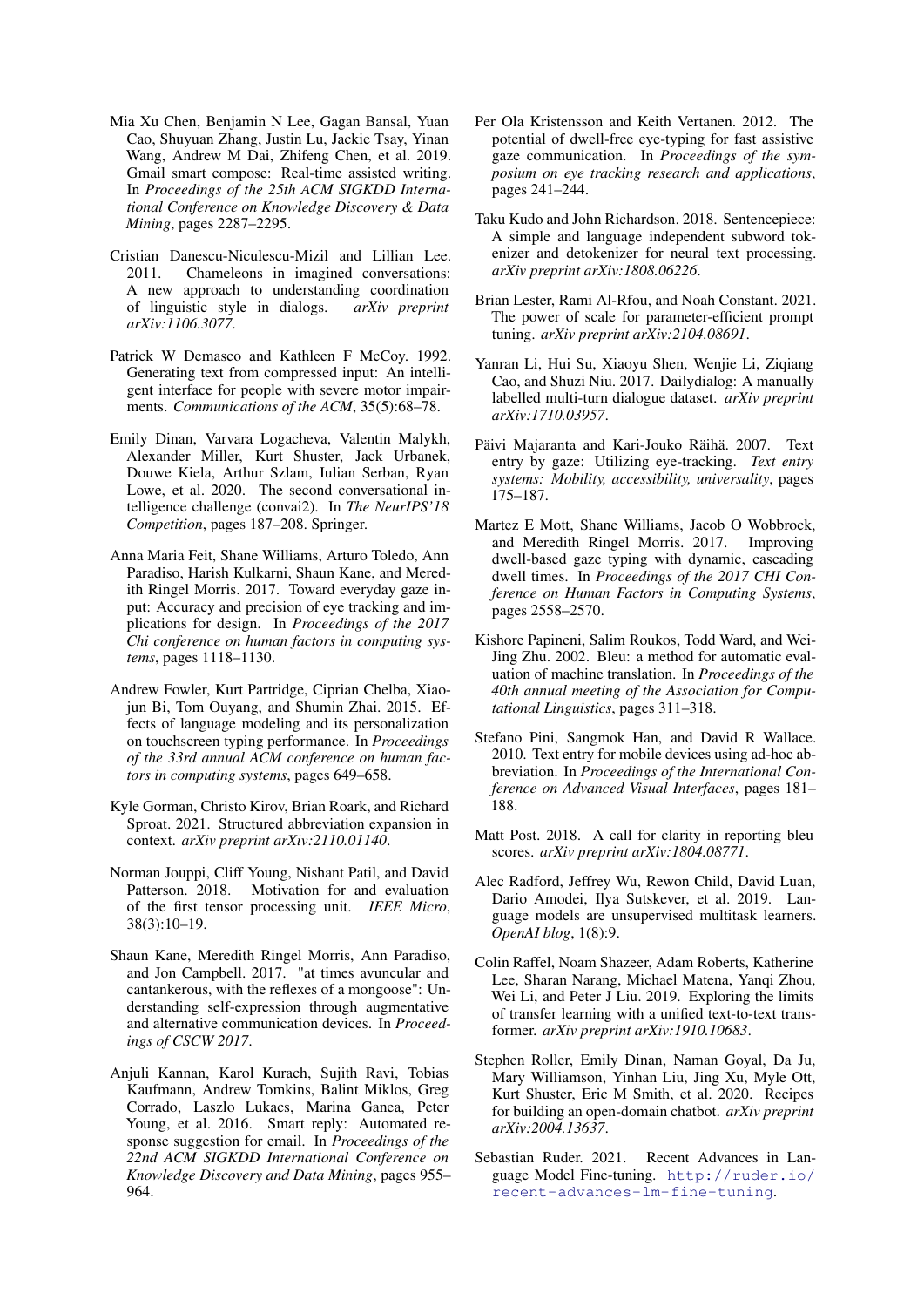Mia Xu Chen, Benjamin N Lee, Gagan Bansal, Yuan Cao, Shuyuan Zhang, Justin Lu, Jackie Tsay, Yinan Wang, Andrew M Dai, Zhifeng Chen, et al. 2019. Gmail smart compose: Real-time assisted writing. In *Proceedings of the 25th ACM SIGKDD International Conference on Knowledge Discovery & Data Mining*, pages 2287–2295.

Cristian Danescu-Niculescu-Mizil and Lillian Lee. 2011. Chameleons in imagined conversations: A new approach to understanding coordination of linguistic style in dialogs. *arXiv preprint arXiv:1106.3077*.

Patrick W Demasco and Kathleen F McCoy. 1992. Generating text from compressed input: An intelligent interface for people with severe motor impairments. *Communications of the ACM*, 35(5):68–78.

Emily Dinan, Varvara Logacheva, Valentin Malykh, Alexander Miller, Kurt Shuster, Jack Urbanek, Douwe Kiela, Arthur Szlam, Iulian Serban, Ryan Lowe, et al. 2020. The second conversational intelligence challenge (convai2). In *The NeurIPS'18 Competition*, pages 187–208. Springer.

Anna Maria Feit, Shane Williams, Arturo Toledo, Ann Paradiso, Harish Kulkarni, Shaun Kane, and Meredith Ringel Morris. 2017. Toward everyday gaze input: Accuracy and precision of eye tracking and implications for design. In *Proceedings of the 2017 Chi conference on human factors in computing systems*, pages 1118–1130.

Andrew Fowler, Kurt Partridge, Ciprian Chelba, Xiaojun Bi, Tom Ouyang, and Shumin Zhai. 2015. Effects of language modeling and its personalization on touchscreen typing performance. In *Proceedings of the 33rd annual ACM conference on human factors in computing systems*, pages 649–658.

Kyle Gorman, Christo Kirov, Brian Roark, and Richard Sproat. 2021. Structured abbreviation expansion in context. *arXiv preprint arXiv:2110.01140*.

Norman Jouppi, Cliff Young, Nishant Patil, and David Patterson. 2018. Motivation for and evaluation of the first tensor processing unit. *IEEE Micro*, 38(3):10–19.

Shaun Kane, Meredith Ringel Morris, Ann Paradiso, and Jon Campbell. 2017. "at times avuncular and cantankerous, with the reflexes of a mongoose": Understanding self-expression through augmentative and alternative communication devices. In *Proceedings of CSCW 2017*.

Anjuli Kannan, Karol Kurach, Sujith Ravi, Tobias Kaufmann, Andrew Tomkins, Balint Miklos, Greg Corrado, Laszlo Lukacs, Marina Ganea, Peter Young, et al. 2016. Smart reply: Automated response suggestion for email. In *Proceedings of the 22nd ACM SIGKDD International Conference on Knowledge Discovery and Data Mining*, pages 955–964.

Per Ola Kristensson and Keith Vertanen. 2012. The potential of dwell-free eye-typing for fast assistive gaze communication. In *Proceedings of the symposium on eye tracking research and applications*, pages 241–244.

Taku Kudo and John Richardson. 2018. Sentencepiece: A simple and language independent subword tokenizer and detokenizer for neural text processing. *arXiv preprint arXiv:1808.06226*.

Brian Lester, Rami Al-Rfou, and Noah Constant. 2021. The power of scale for parameter-efficient prompt tuning. *arXiv preprint arXiv:2104.08691*.

Yanran Li, Hui Su, Xiaoyu Shen, Wenjie Li, Ziqiang Cao, and Shuzi Niu. 2017. Dailydialog: A manually labelled multi-turn dialogue dataset. *arXiv preprint arXiv:1710.03957*.

Päivi Majaranta and Kari-Jouko Räihä. 2007. Text entry by gaze: Utilizing eye-tracking. *Text entry systems: Mobility, accessibility, universality*, pages 175–187.

Martez E Mott, Shane Williams, Jacob O Wobbrock, and Meredith Ringel Morris. 2017. Improving dwell-based gaze typing with dynamic, cascading dwell times. In *Proceedings of the 2017 CHI Conference on Human Factors in Computing Systems*, pages 2558–2570.

Kishore Papineni, Salim Roukos, Todd Ward, and Wei-Jing Zhu. 2002. Bleu: a method for automatic evaluation of machine translation. In *Proceedings of the 40th annual meeting of the Association for Computational Linguistics*, pages 311–318.

Stefano Pini, Sangmok Han, and David R Wallace. 2010. Text entry for mobile devices using ad-hoc abbreviation. In *Proceedings of the International Conference on Advanced Visual Interfaces*, pages 181–188.

Matt Post. 2018. A call for clarity in reporting bleu scores. *arXiv preprint arXiv:1804.08771*.

Alec Radford, Jeffrey Wu, Rewon Child, David Luan, Dario Amodei, Ilya Sutskever, et al. 2019. Language models are unsupervised multitask learners. *OpenAI blog*, 1(8):9.

Colin Raffel, Noam Shazeer, Adam Roberts, Katherine Lee, Sharan Narang, Michael Matena, Yanqi Zhou, Wei Li, and Peter J Liu. 2019. Exploring the limits of transfer learning with a unified text-to-text transformer. *arXiv preprint arXiv:1910.10683*.

Stephen Roller, Emily Dinan, Naman Goyal, Da Ju, Mary Williamson, Yinhan Liu, Jing Xu, Myle Ott, Kurt Shuster, Eric M Smith, et al. 2020. Recipes for building an open-domain chatbot. *arXiv preprint arXiv:2004.13637*.

Sebastian Ruder. 2021. Recent Advances in Language Model Fine-tuning. http://ruder.io/recent-advances-lm-fine-tuning.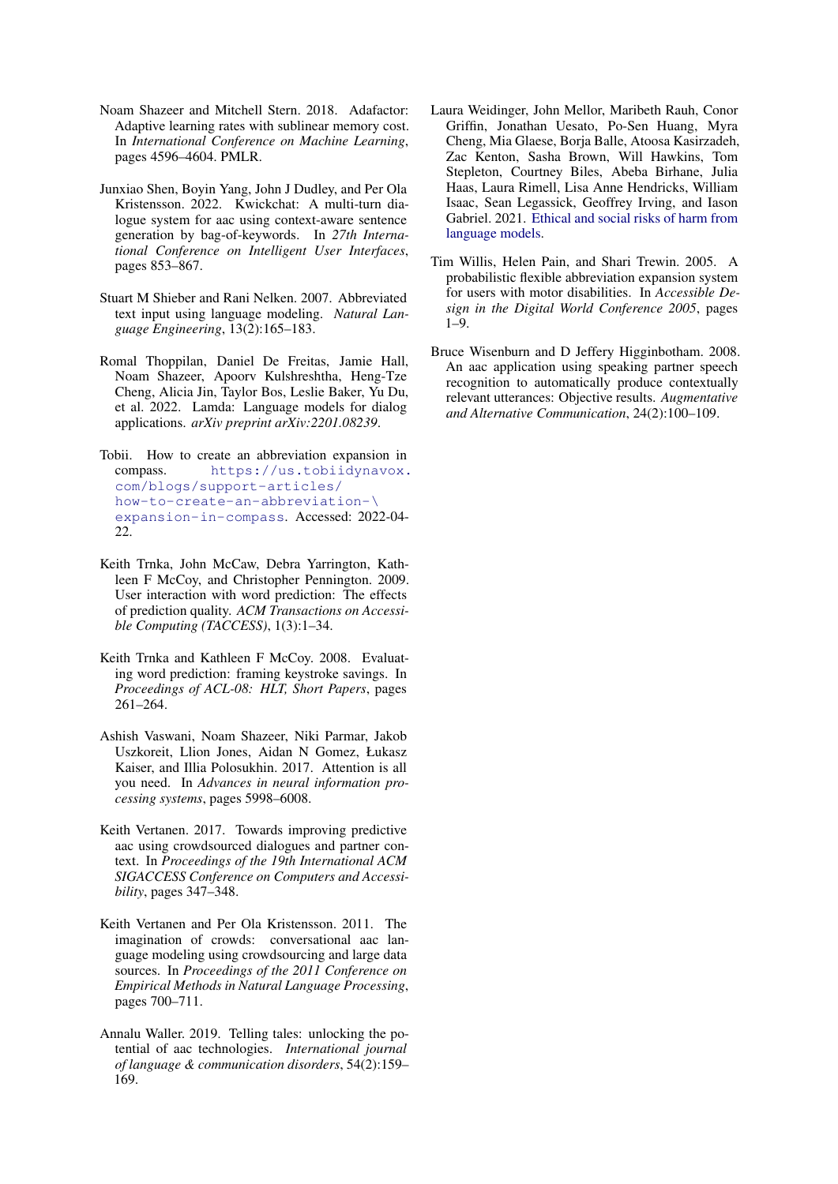Noam Shazeer and Mitchell Stern. 2018. Adafactor: Adaptive learning rates with sublinear memory cost. In *International Conference on Machine Learning*, pages 4596–4604. PMLR.

Junxiao Shen, Boyin Yang, John J Dudley, and Per Ola Kristensson. 2022. Kwickchat: A multi-turn dialogue system for aac using context-aware sentence generation by bag-of-keywords. In *27th International Conference on Intelligent User Interfaces*, pages 853–867.

Stuart M Shieber and Rani Nelken. 2007. Abbreviated text input using language modeling. *Natural Language Engineering*, 13(2):165–183.

Romal Thoppilan, Daniel De Freitas, Jamie Hall, Noam Shazeer, Apoorv Kulshreshtha, Heng-Tze Cheng, Alicia Jin, Taylor Bos, Leslie Baker, Yu Du, et al. 2022. Lamda: Language models for dialog applications. *arXiv preprint arXiv:2201.08239*.

Tobii. How to create an abbreviation expansion in compass. `https://us.tobiidynavox.com/blogs/support-articles/how-to-create-an-abbreviation-expansion-in-compass`. Accessed: 2022-04-22.

Keith Trnka, John McCaw, Debra Yarrington, Kathleen F McCoy, and Christopher Pennington. 2009. User interaction with word prediction: The effects of prediction quality. *ACM Transactions on Accessible Computing (TACCESS)*, 1(3):1–34.

Keith Trnka and Kathleen F McCoy. 2008. Evaluating word prediction: framing keystroke savings. In *Proceedings of ACL-08: HLT, Short Papers*, pages 261–264.

Ashish Vaswani, Noam Shazeer, Niki Parmar, Jakob Uszkoreit, Llion Jones, Aidan N Gomez, Łukasz Kaiser, and Illia Polosukhin. 2017. Attention is all you need. In *Advances in neural information processing systems*, pages 5998–6008.

Keith Vertanen. 2017. Towards improving predictive aac using crowdsourced dialogues and partner context. In *Proceedings of the 19th International ACM SIGACCESS Conference on Computers and Accessibility*, pages 347–348.

Keith Vertanen and Per Ola Kristensson. 2011. The imagination of crowds: conversational aac language modeling using crowdsourcing and large data sources. In *Proceedings of the 2011 Conference on Empirical Methods in Natural Language Processing*, pages 700–711.

Annalu Waller. 2019. Telling tales: unlocking the potential of aac technologies. *International journal of language & communication disorders*, 54(2):159–169.

Laura Weidinger, John Mellor, Maribeth Rauh, Conor Griffin, Jonathan Uesato, Po-Sen Huang, Myra Cheng, Mia Glaese, Borja Balle, Atoosa Kasirzadeh, Zac Kenton, Sasha Brown, Will Hawkins, Tom Stepleton, Courtney Biles, Abeba Birhane, Julia Haas, Laura Rimell, Lisa Anne Hendricks, William Isaac, Sean Legassick, Geoffrey Irving, and Iason Gabriel. 2021. Ethical and social risks of harm from language models.

Tim Willis, Helen Pain, and Shari Trewin. 2005. A probabilistic flexible abbreviation expansion system for users with motor disabilities. In *Accessible Design in the Digital World Conference 2005*, pages 1–9.

Bruce Wisenburn and D Jeffery Higginbotham. 2008. An aac application using speaking partner speech recognition to automatically produce contextually relevant utterances: Objective results. *Augmentative and Alternative Communication*, 24(2):100–109.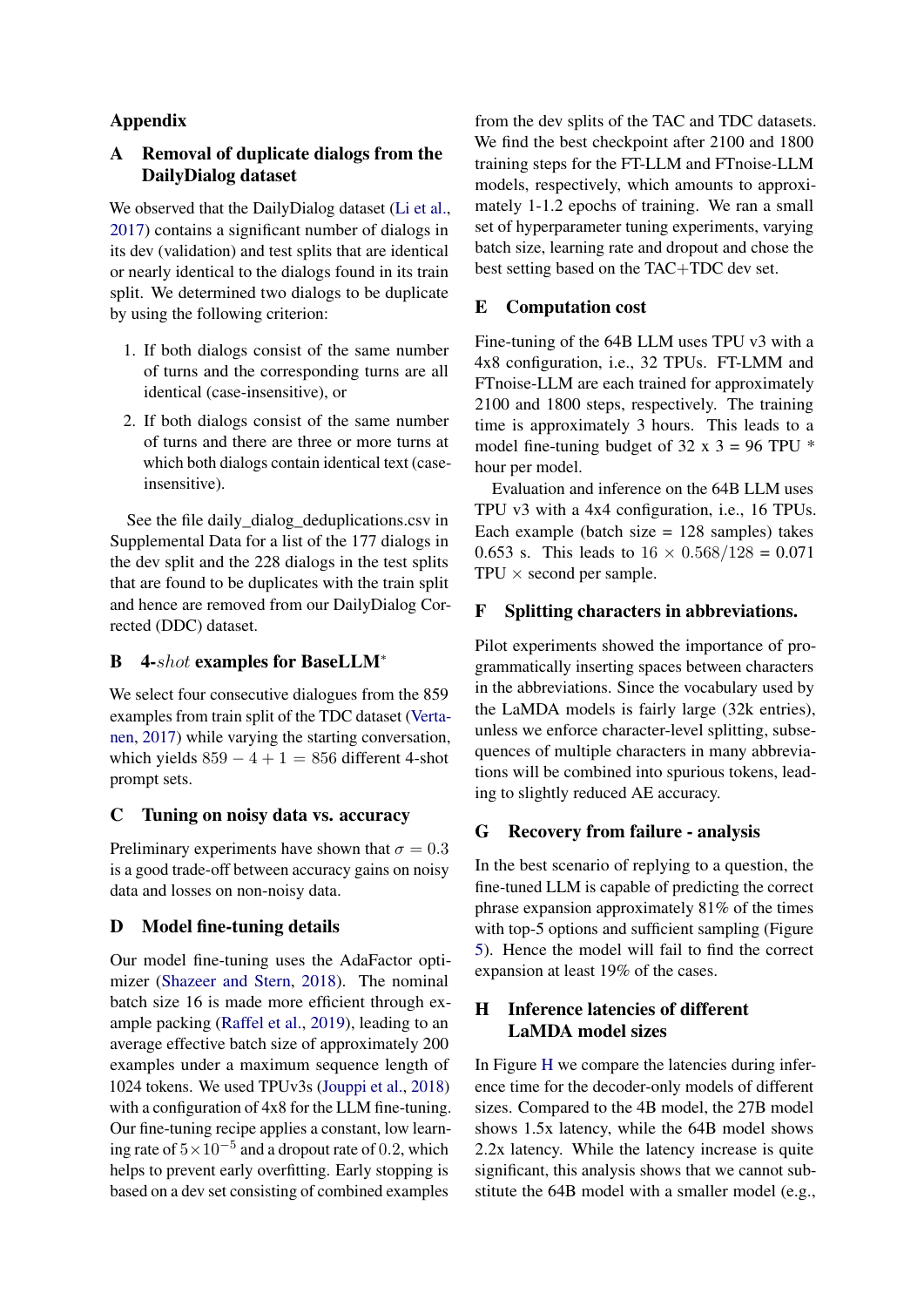# Appendix

## A Removal of duplicate dialogs from the DailyDialog dataset

We observed that the DailyDialog dataset (Li et al., 2017) contains a significant number of dialogs in its dev (validation) and test splits that are identical or nearly identical to the dialogs found in its train split. We determined two dialogs to be duplicate by using the following criterion:

1. If both dialogs consist of the same number of turns and the corresponding turns are all identical (case-insensitive), or
2. If both dialogs consist of the same number of turns and there are three or more turns at which both dialogs contain identical text (case-insensitive).

See the file daily_dialog_deduplications.csv in Supplemental Data for a list of the 177 dialogs in the dev split and the 228 dialogs in the test splits that are found to be duplicates with the train split and hence are removed from our DailyDialog Corrected (DDC) dataset.

## B 4-*shot* examples for BaseLLM*

We select four consecutive dialogues from the 859 examples from train split of the TDC dataset (Vertanen, 2017) while varying the starting conversation, which yields $859 - 4 + 1 = 856$ different 4-shot prompt sets.

## C Tuning on noisy data vs. accuracy

Preliminary experiments have shown that $\sigma = 0.3$ is a good trade-off between accuracy gains on noisy data and losses on non-noisy data.

## D Model fine-tuning details

Our model fine-tuning uses the AdaFactor optimizer (Shazeer and Stern, 2018). The nominal batch size 16 is made more efficient through example packing (Raffel et al., 2019), leading to an average effective batch size of approximately 200 examples under a maximum sequence length of 1024 tokens. We used TPUv3s (Jouppi et al., 2018) with a configuration of 4x8 for the LLM fine-tuning. Our fine-tuning recipe applies a constant, low learning rate of $5 \times 10^{-5}$ and a dropout rate of $0.2$, which helps to prevent early overfitting. Early stopping is based on a dev set consisting of combined examples from the dev splits of the TAC and TDC datasets. We find the best checkpoint after 2100 and 1800 training steps for the FT-LLM and FTnoise-LLM models, respectively, which amounts to approximately 1-1.2 epochs of training. We ran a small set of hyperparameter tuning experiments, varying batch size, learning rate and dropout and chose the best setting based on the TAC+TDC dev set.

## E Computation cost

Fine-tuning of the 64B LLM uses TPU v3 with a 4x8 configuration, i.e., 32 TPUs. FT-LMM and FTnoise-LLM are each trained for approximately 2100 and 1800 steps, respectively. The training time is approximately 3 hours. This leads to a model fine-tuning budget of 32 x 3 = 96 TPU * hour per model.

Evaluation and inference on the 64B LLM uses TPU v3 with a 4x4 configuration, i.e., 16 TPUs. Each example (batch size = 128 samples) takes 0.653 s. This leads to $16 \times 0.568/128 = 0.071$ TPU $\times$ second per sample.

## F Splitting characters in abbreviations.

Pilot experiments showed the importance of programmatically inserting spaces between characters in the abbreviations. Since the vocabulary used by the LaMDA models is fairly large (32k entries), unless we enforce character-level splitting, subsequences of multiple characters in many abbreviations will be combined into spurious tokens, leading to slightly reduced AE accuracy.

## G Recovery from failure - analysis

In the best scenario of replying to a question, the fine-tuned LLM is capable of predicting the correct phrase expansion approximately 81% of the times with top-5 options and sufficient sampling (Figure 5). Hence the model will fail to find the correct expansion at least 19% of the cases.

## H Inference latencies of different LaMDA model sizes

In Figure H we compare the latencies during inference time for the decoder-only models of different sizes. Compared to the 4B model, the 27B model shows 1.5x latency, while the 64B model shows 2.2x latency. While the latency increase is quite significant, this analysis shows that we cannot substitute the 64B model with a smaller model (e.g.,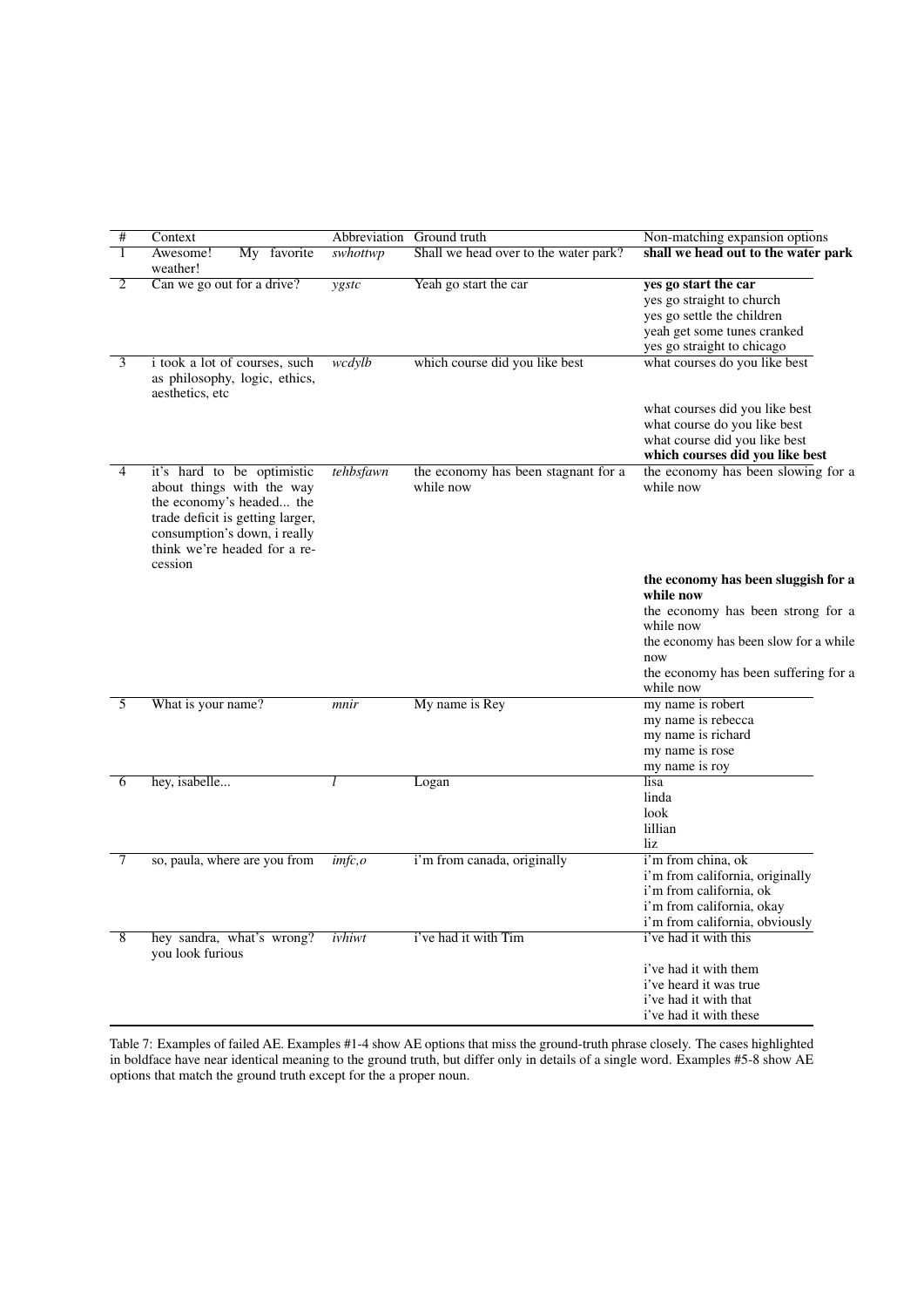| # | Context | Abbreviation | Ground truth | Non-matching expansion options |
|---|---|---|---|---|
| 1 | Awesome! My favorite weather! | *swhottwp* | Shall we head over to the water park? | **shall we head out to the water park** |
| 2 | Can we go out for a drive? | *ygstc* | Yeah go start the car | **yes go start the car**<br>yes go straight to church<br>yes go settle the children<br>yeah get some tunes cranked<br>yes go straight to chicago |
| 3 | i took a lot of courses, such as philosophy, logic, ethics, aesthetics, etc | *wcdylb* | which course did you like best | what courses do you like best<br>what courses did you like best<br>what course do you like best<br>what course did you like best<br>**which courses did you like best** |
| 4 | it's hard to be optimistic about things with the way the economy's headed... the trade deficit is getting larger, consumption's down, i really think we're headed for a recession | *tehbsfawn* | the economy has been stagnant for a while now | the economy has been slowing for a while now<br>**the economy has been sluggish for a while now**<br>the economy has been strong for a while now<br>the economy has been slow for a while now<br>the economy has been suffering for a while now |
| 5 | What is your name? | *mnir* | My name is Rey | my name is robert<br>my name is rebecca<br>my name is richard<br>my name is rose<br>my name is roy |
| 6 | hey, isabelle... | *l* | Logan | lisa<br>linda<br>look<br>lillian<br>liz |
| 7 | so, paula, where are you from | *imfc,o* | i'm from canada, originally | i'm from china, ok<br>i'm from california, originally<br>i'm from california, ok<br>i'm from california, okay<br>i'm from california, obviously |
| 8 | hey sandra, what's wrong? you look furious | *ivhiwt* | i've had it with Tim | i've had it with this<br>i've had it with them<br>i've heard it was true<br>i've had it with that<br>i've had it with these |

Table 7: Examples of failed AE. Examples #1-4 show AE options that miss the ground-truth phrase closely. The cases highlighted in boldface have near identical meaning to the ground truth, but differ only in details of a single word. Examples #5-8 show AE options that match the ground truth except for the a proper noun.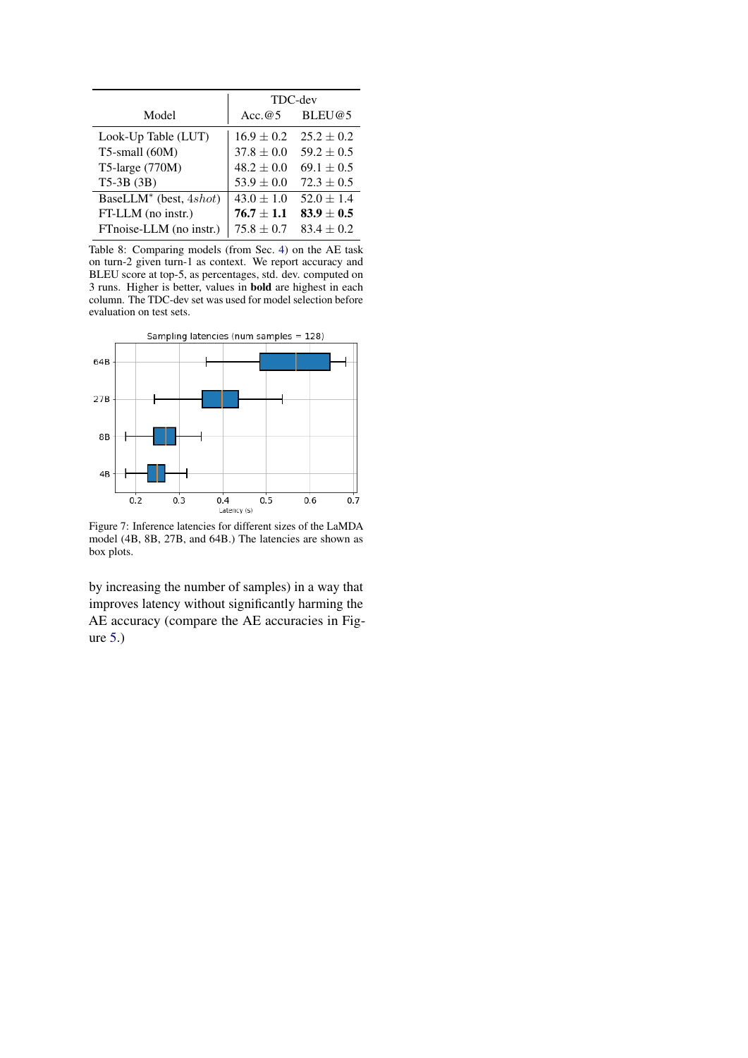| Model | TDC-dev | |
|---|---|---|
| | Acc.@5 | BLEU@5 |
| Look-Up Table (LUT) | 16.9 ± 0.2 | 25.2 ± 0.2 |
| T5-small (60M) | 37.8 ± 0.0 | 59.2 ± 0.5 |
| T5-large (770M) | 48.2 ± 0.0 | 69.1 ± 0.5 |
| T5-3B (3B) | 53.9 ± 0.0 | 72.3 ± 0.5 |
| BaseLLM* (best, *4shot*) | 43.0 ± 1.0 | 52.0 ± 1.4 |
| FT-LLM (no instr.) | **76.7 ± 1.1** | **83.9 ± 0.5** |
| FTnoise-LLM (no instr.) | 75.8 ± 0.7 | 83.4 ± 0.2 |

Table 8: Comparing models (from Sec. 4) on the AE task on turn-2 given turn-1 as context. We report accuracy and BLEU score at top-5, as percentages, std. dev. computed on 3 runs. Higher is better, values in **bold** are highest in each column. The TDC-dev set was used for model selection before evaluation on test sets.

Sampling latencies (num samples = 128)

64B

27B

8B

4B

0.2 0.3 0.4 0.5 0.6 0.7

Latency (s)

Figure 7: Inference latencies for different sizes of the LaMDA model (4B, 8B, 27B, and 64B.) The latencies are shown as box plots.

by increasing the number of samples) in a way that improves latency without significantly harming the AE accuracy (compare the AE accuracies in Figure 5.)